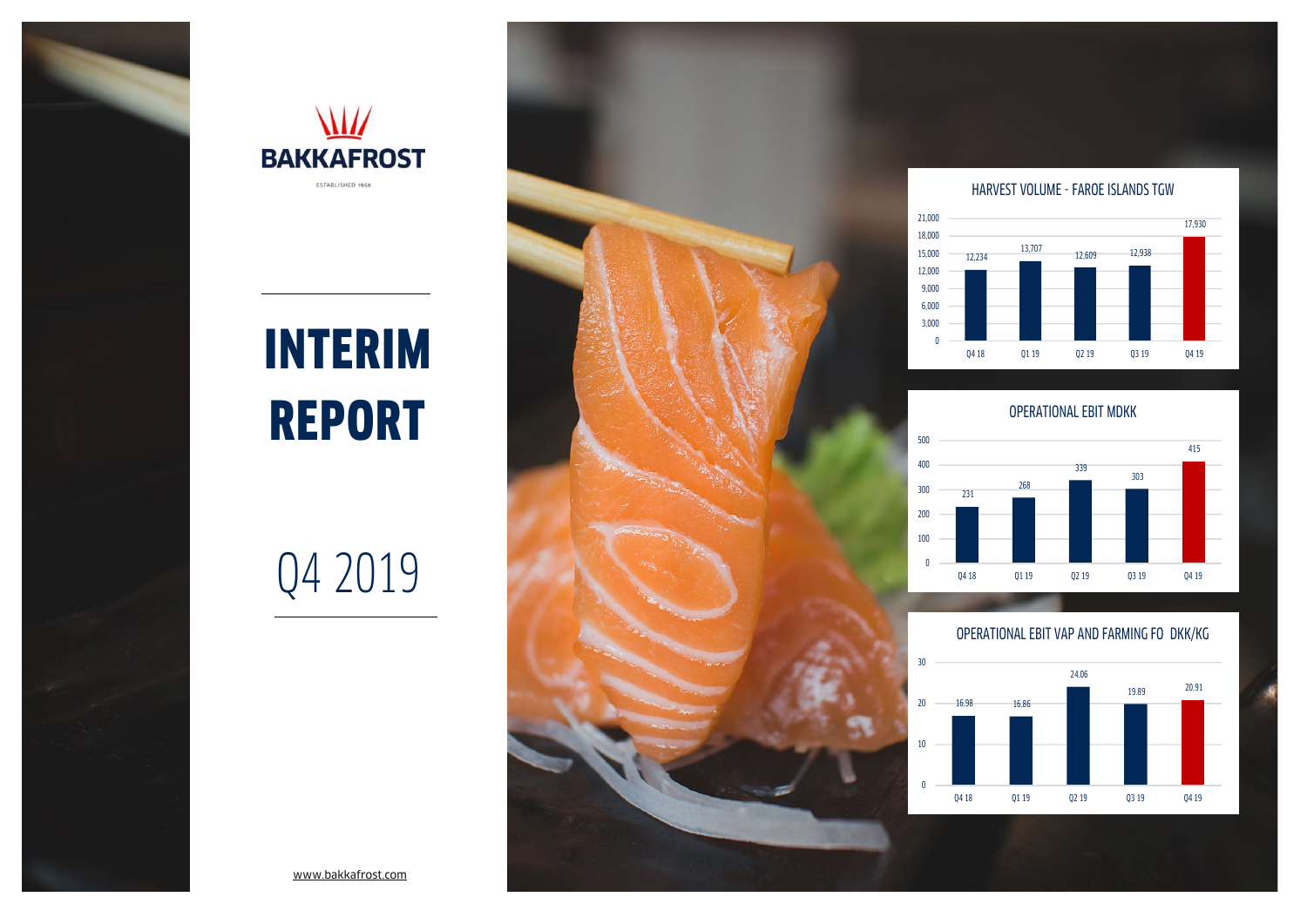BAKKAFROST

ESTABLISHED 1968

# INTERIM REPORT

## Q4 2019

**HARVEST VOLUME - FAROE ISLANDS TGW**

| Q4 18 | Q1 19 | Q2 19 | Q3 19 | Q4 19 |
|---|---|---|---|---|
| 12,234 | 13,707 | 12,609 | 12,938 | 17,930 |

**OPERATIONAL EBIT MDKK**

| Q4 18 | Q1 19 | Q2 19 | Q3 19 | Q4 19 |
|---|---|---|---|---|
| 231 | 268 | 339 | 303 | 415 |

**OPERATIONAL EBIT VAP AND FARMING FO DKK/KG**

| Q4 18 | Q1 19 | Q2 19 | Q3 19 | Q4 19 |
|---|---|---|---|---|
| 16.98 | 16.86 | 24.06 | 19.89 | 20.91 |

www.bakkafrost.com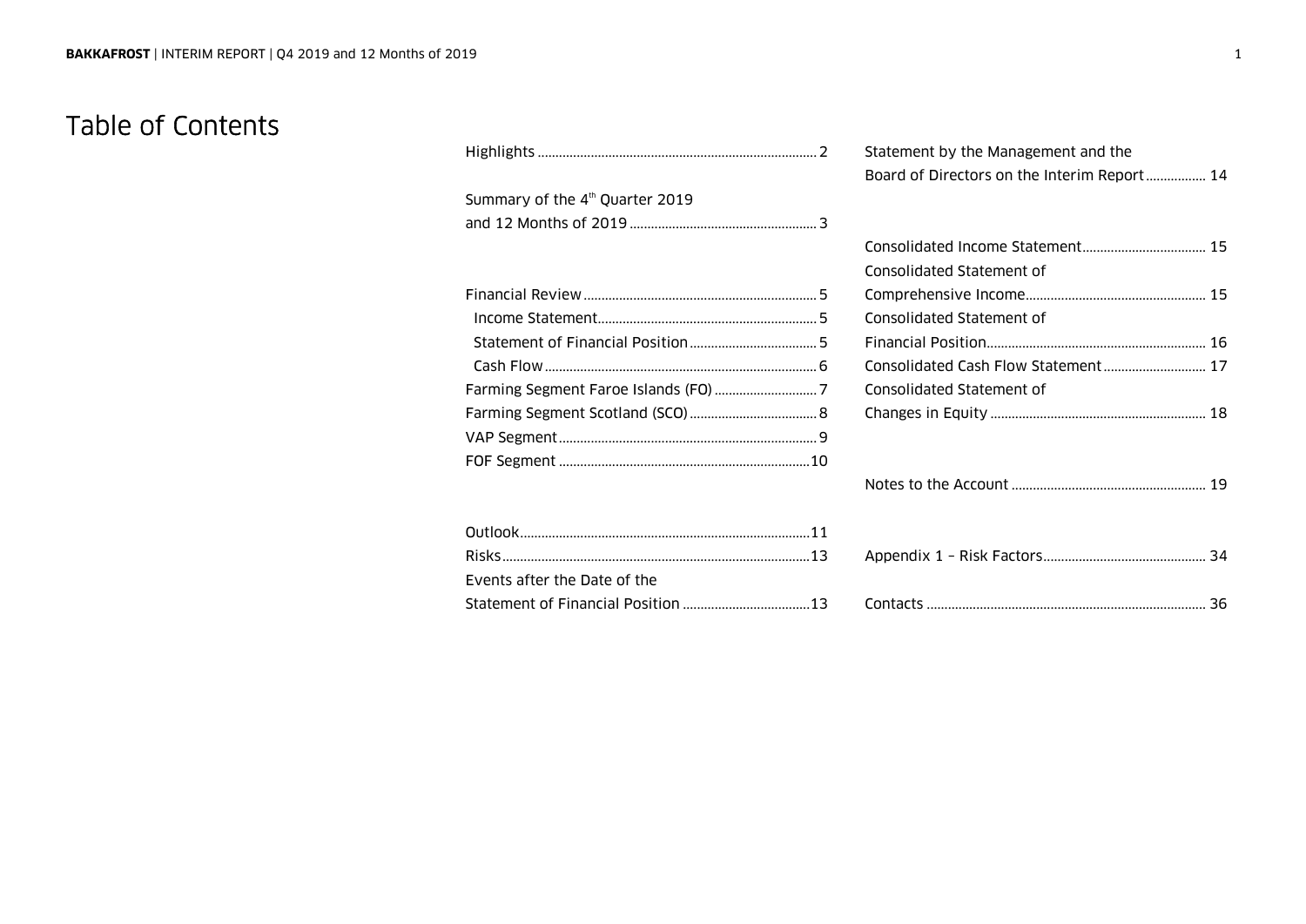# Table of Contents

Highlights ........ 2

Summary of the 4th Quarter 2019 and 12 Months of 2019 ........ 3

Financial Review ........ 5
- Income Statement ........ 5
- Statement of Financial Position ........ 5
- Cash Flow ........ 6

Farming Segment Faroe Islands (FO) ........ 7

Farming Segment Scotland (SCO) ........ 8

VAP Segment ........ 9

FOF Segment ........ 10

Outlook ........ 11

Risks ........ 13

Events after the Date of the Statement of Financial Position ........ 13

Statement by the Management and the Board of Directors on the Interim Report ........ 14

Consolidated Income Statement ........ 15

Consolidated Statement of Comprehensive Income ........ 15

Consolidated Statement of Financial Position ........ 16

Consolidated Cash Flow Statement ........ 17

Consolidated Statement of Changes in Equity ........ 18

Notes to the Account ........ 19

Appendix 1 – Risk Factors ........ 34

Contacts ........ 36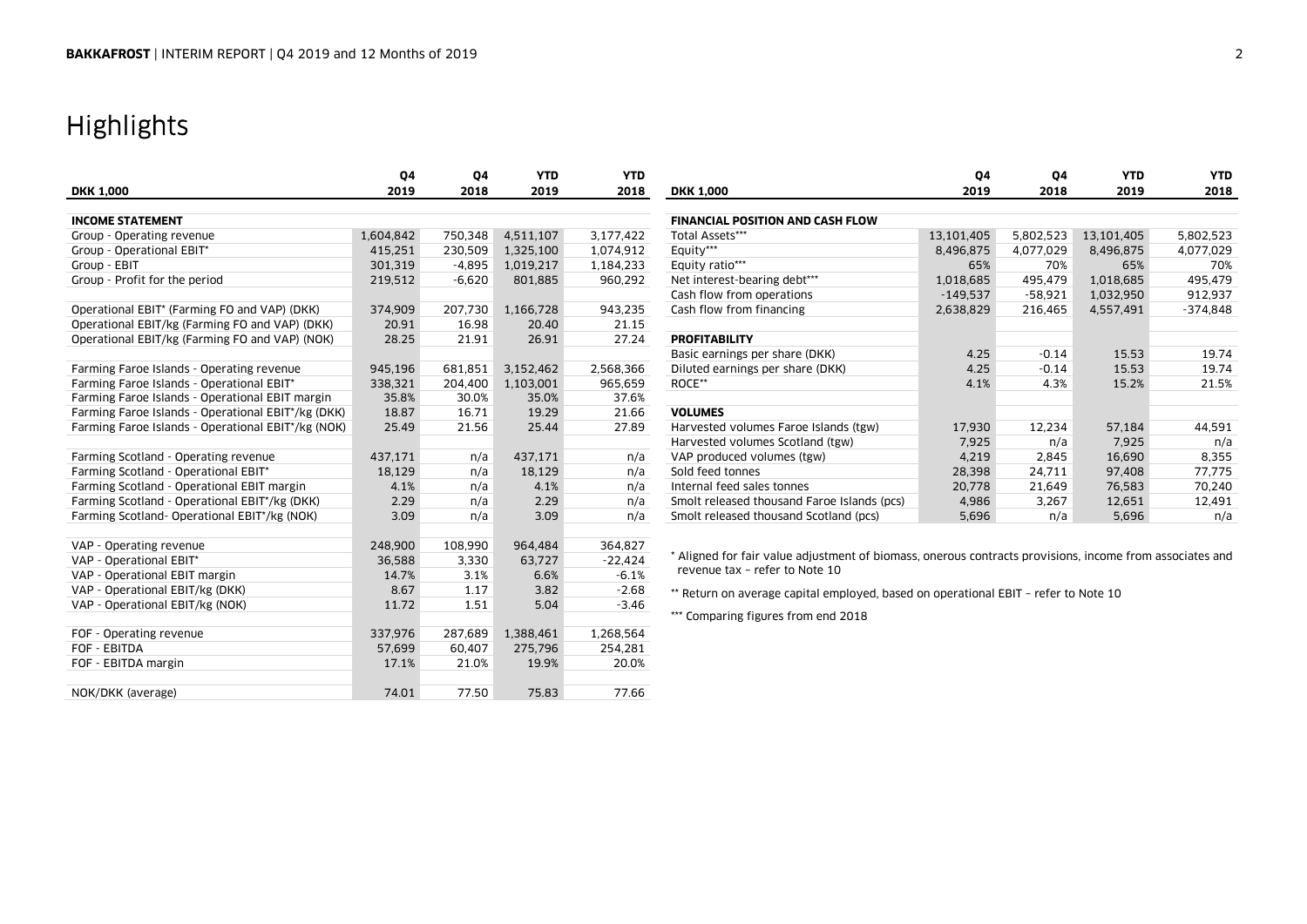# Highlights

| DKK 1,000 | Q4 2019 | Q4 2018 | YTD 2019 | YTD 2018 |
|---|---|---|---|---|
| **INCOME STATEMENT** | | | | |
| Group - Operating revenue | 1,604,842 | 750,348 | 4,511,107 | 3,177,422 |
| Group - Operational EBIT* | 415,251 | 230,509 | 1,325,100 | 1,074,912 |
| Group - EBIT | 301,319 | -4,895 | 1,019,217 | 1,184,233 |
| Group - Profit for the period | 219,512 | -6,620 | 801,885 | 960,292 |
| | | | | |
| Operational EBIT* (Farming FO and VAP) (DKK) | 374,909 | 207,730 | 1,166,728 | 943,235 |
| Operational EBIT/kg (Farming FO and VAP) (DKK) | 20.91 | 16.98 | 20.40 | 21.15 |
| Operational EBIT/kg (Farming FO and VAP) (NOK) | 28.25 | 21.91 | 26.91 | 27.24 |
| | | | | |
| Farming Faroe Islands - Operating revenue | 945,196 | 681,851 | 3,152,462 | 2,568,366 |
| Farming Faroe Islands - Operational EBIT* | 338,321 | 204,400 | 1,103,001 | 965,659 |
| Farming Faroe Islands - Operational EBIT margin | 35.8% | 30.0% | 35.0% | 37.6% |
| Farming Faroe Islands - Operational EBIT*/kg (DKK) | 18.87 | 16.71 | 19.29 | 21.66 |
| Farming Faroe Islands - Operational EBIT*/kg (NOK) | 25.49 | 21.56 | 25.44 | 27.89 |
| | | | | |
| Farming Scotland - Operating revenue | 437,171 | n/a | 437,171 | n/a |
| Farming Scotland - Operational EBIT* | 18,129 | n/a | 18,129 | n/a |
| Farming Scotland - Operational EBIT margin | 4.1% | n/a | 4.1% | n/a |
| Farming Scotland - Operational EBIT*/kg (DKK) | 2.29 | n/a | 2.29 | n/a |
| Farming Scotland- Operational EBIT*/kg (NOK) | 3.09 | n/a | 3.09 | n/a |
| | | | | |
| VAP - Operating revenue | 248,900 | 108,990 | 964,484 | 364,827 |
| VAP - Operational EBIT* | 36,588 | 3,330 | 63,727 | -22,424 |
| VAP - Operational EBIT margin | 14.7% | 3.1% | 6.6% | -6.1% |
| VAP - Operational EBIT/kg (DKK) | 8.67 | 1.17 | 3.82 | -2.68 |
| VAP - Operational EBIT/kg (NOK) | 11.72 | 1.51 | 5.04 | -3.46 |
| | | | | |
| FOF - Operating revenue | 337,976 | 287,689 | 1,388,461 | 1,268,564 |
| FOF - EBITDA | 57,699 | 60,407 | 275,796 | 254,281 |
| FOF - EBITDA margin | 17.1% | 21.0% | 19.9% | 20.0% |
| | | | | |
| NOK/DKK (average) | 74.01 | 77.50 | 75.83 | 77.66 |

| DKK 1,000 | Q4 2019 | Q4 2018 | YTD 2019 | YTD 2018 |
|---|---|---|---|---|
| **FINANCIAL POSITION AND CASH FLOW** | | | | |
| Total Assets*** | 13,101,405 | 5,802,523 | 13,101,405 | 5,802,523 |
| Equity*** | 8,496,875 | 4,077,029 | 8,496,875 | 4,077,029 |
| Equity ratio*** | 65% | 70% | 65% | 70% |
| Net interest-bearing debt*** | 1,018,685 | 495,479 | 1,018,685 | 495,479 |
| Cash flow from operations | -149,537 | -58,921 | 1,032,950 | 912,937 |
| Cash flow from financing | 2,638,829 | 216,465 | 4,557,491 | -374,848 |
| | | | | |
| **PROFITABILITY** | | | | |
| Basic earnings per share (DKK) | 4.25 | -0.14 | 15.53 | 19.74 |
| Diluted earnings per share (DKK) | 4.25 | -0.14 | 15.53 | 19.74 |
| ROCE** | 4.1% | 4.3% | 15.2% | 21.5% |
| | | | | |
| **VOLUMES** | | | | |
| Harvested volumes Faroe Islands (tgw) | 17,930 | 12,234 | 57,184 | 44,591 |
| Harvested volumes Scotland (tgw) | 7,925 | n/a | 7,925 | n/a |
| VAP produced volumes (tgw) | 4,219 | 2,845 | 16,690 | 8,355 |
| Sold feed tonnes | 28,398 | 24,711 | 97,408 | 77,775 |
| Internal feed sales tonnes | 20,778 | 21,649 | 76,583 | 70,240 |
| Smolt released thousand Faroe Islands (pcs) | 4,986 | 3,267 | 12,651 | 12,491 |
| Smolt released thousand Scotland (pcs) | 5,696 | n/a | 5,696 | n/a |

\* Aligned for fair value adjustment of biomass, onerous contracts provisions, income from associates and revenue tax – refer to Note 10

\*\* Return on average capital employed, based on operational EBIT – refer to Note 10

\*\*\* Comparing figures from end 2018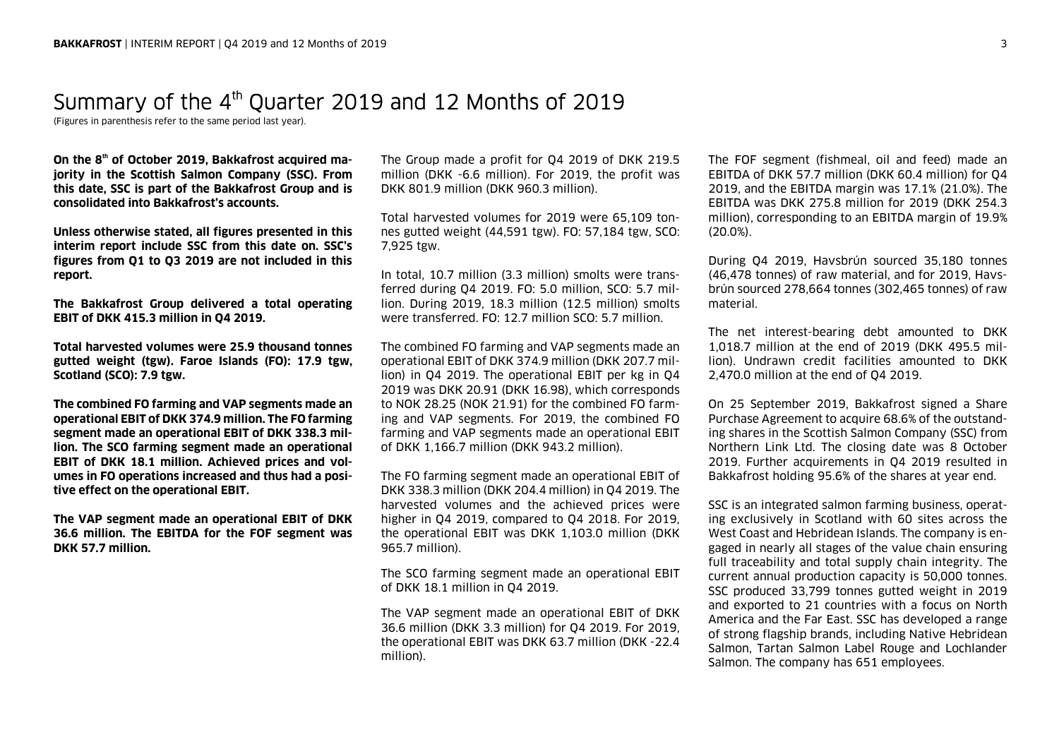# Summary of the 4[th] Quarter 2019 and 12 Months of 2019

(Figures in parenthesis refer to the same period last year).

**On the 8[th] of October 2019, Bakkafrost acquired majority in the Scottish Salmon Company (SSC). From this date, SSC is part of the Bakkafrost Group and is consolidated into Bakkafrost's accounts.**

**Unless otherwise stated, all figures presented in this interim report include SSC from this date on. SSC's figures from Q1 to Q3 2019 are not included in this report.**

**The Bakkafrost Group delivered a total operating EBIT of DKK 415.3 million in Q4 2019.**

**Total harvested volumes were 25.9 thousand tonnes gutted weight (tgw). Faroe Islands (FO): 17.9 tgw, Scotland (SCO): 7.9 tgw.**

**The combined FO farming and VAP segments made an operational EBIT of DKK 374.9 million. The FO farming segment made an operational EBIT of DKK 338.3 million. The SCO farming segment made an operational EBIT of DKK 18.1 million. Achieved prices and volumes in FO operations increased and thus had a positive effect on the operational EBIT.**

**The VAP segment made an operational EBIT of DKK 36.6 million. The EBITDA for the FOF segment was DKK 57.7 million.**

The Group made a profit for Q4 2019 of DKK 219.5 million (DKK -6.6 million). For 2019, the profit was DKK 801.9 million (DKK 960.3 million).

Total harvested volumes for 2019 were 65,109 tonnes gutted weight (44,591 tgw). FO: 57,184 tgw, SCO: 7,925 tgw.

In total, 10.7 million (3.3 million) smolts were transferred during Q4 2019. FO: 5.0 million, SCO: 5.7 million. During 2019, 18.3 million (12.5 million) smolts were transferred. FO: 12.7 million SCO: 5.7 million.

The combined FO farming and VAP segments made an operational EBIT of DKK 374.9 million (DKK 207.7 million) in Q4 2019. The operational EBIT per kg in Q4 2019 was DKK 20.91 (DKK 16.98), which corresponds to NOK 28.25 (NOK 21.91) for the combined FO farming and VAP segments. For 2019, the combined FO farming and VAP segments made an operational EBIT of DKK 1,166.7 million (DKK 943.2 million).

The FO farming segment made an operational EBIT of DKK 338.3 million (DKK 204.4 million) in Q4 2019. The harvested volumes and the achieved prices were higher in Q4 2019, compared to Q4 2018. For 2019, the operational EBIT was DKK 1,103.0 million (DKK 965.7 million).

The SCO farming segment made an operational EBIT of DKK 18.1 million in Q4 2019.

The VAP segment made an operational EBIT of DKK 36.6 million (DKK 3.3 million) for Q4 2019. For 2019, the operational EBIT was DKK 63.7 million (DKK -22.4 million).

The FOF segment (fishmeal, oil and feed) made an EBITDA of DKK 57.7 million (DKK 60.4 million) for Q4 2019, and the EBITDA margin was 17.1% (21.0%). The EBITDA was DKK 275.8 million for 2019 (DKK 254.3 million), corresponding to an EBITDA margin of 19.9% (20.0%).

During Q4 2019, Havsbrún sourced 35,180 tonnes (46,478 tonnes) of raw material, and for 2019, Havsbrún sourced 278,664 tonnes (302,465 tonnes) of raw material.

The net interest-bearing debt amounted to DKK 1,018.7 million at the end of 2019 (DKK 495.5 million). Undrawn credit facilities amounted to DKK 2,470.0 million at the end of Q4 2019.

On 25 September 2019, Bakkafrost signed a Share Purchase Agreement to acquire 68.6% of the outstanding shares in the Scottish Salmon Company (SSC) from Northern Link Ltd. The closing date was 8 October 2019. Further acquirements in Q4 2019 resulted in Bakkafrost holding 95.6% of the shares at year end.

SSC is an integrated salmon farming business, operating exclusively in Scotland with 60 sites across the West Coast and Hebridean Islands. The company is engaged in nearly all stages of the value chain ensuring full traceability and total supply chain integrity. The current annual production capacity is 50,000 tonnes. SSC produced 33,799 tonnes gutted weight in 2019 and exported to 21 countries with a focus on North America and the Far East. SSC has developed a range of strong flagship brands, including Native Hebridean Salmon, Tartan Salmon Label Rouge and Lochlander Salmon. The company has 651 employees.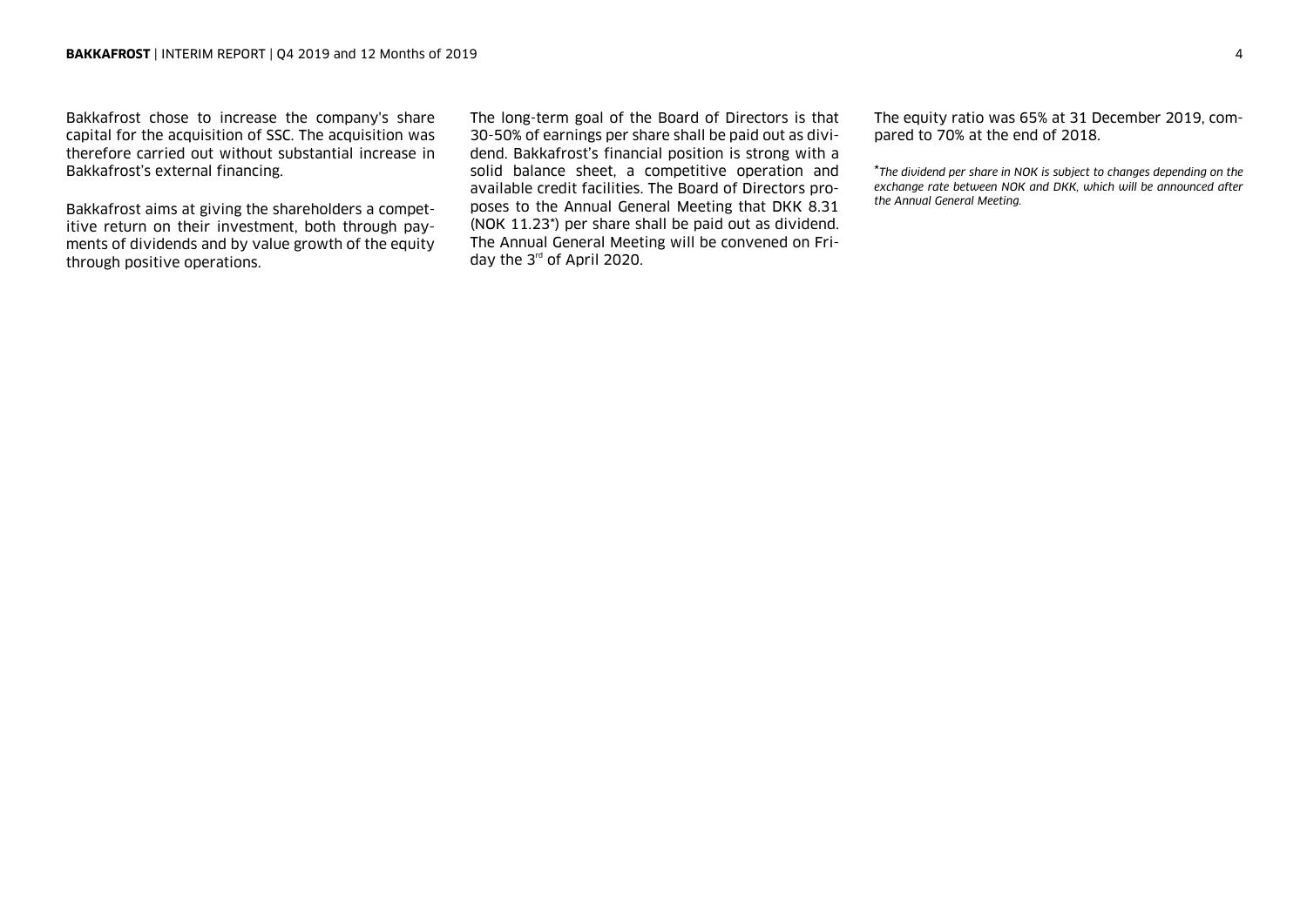Bakkafrost chose to increase the company's share capital for the acquisition of SSC. The acquisition was therefore carried out without substantial increase in Bakkafrost's external financing.

Bakkafrost aims at giving the shareholders a competitive return on their investment, both through payments of dividends and by value growth of the equity through positive operations.

The long-term goal of the Board of Directors is that 30-50% of earnings per share shall be paid out as dividend. Bakkafrost's financial position is strong with a solid balance sheet, a competitive operation and available credit facilities. The Board of Directors proposes to the Annual General Meeting that DKK 8.31 (NOK 11.23*) per share shall be paid out as dividend. The Annual General Meeting will be convened on Friday the 3rd of April 2020.

The equity ratio was 65% at 31 December 2019, compared to 70% at the end of 2018.

**\***_The dividend per share in NOK is subject to changes depending on the exchange rate between NOK and DKK, which will be announced after the Annual General Meeting._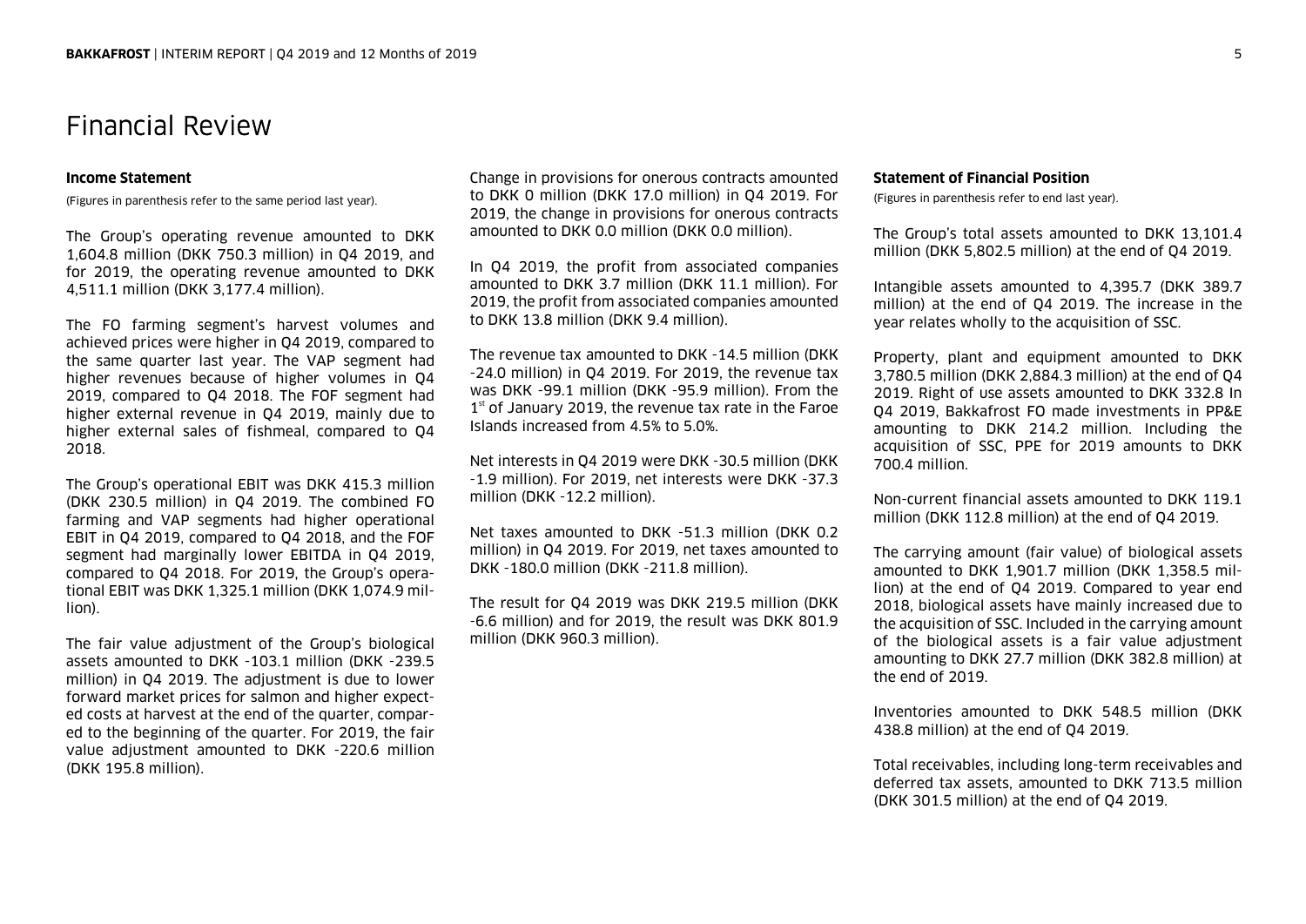# Financial Review

### Income Statement

(Figures in parenthesis refer to the same period last year).

The Group's operating revenue amounted to DKK 1,604.8 million (DKK 750.3 million) in Q4 2019, and for 2019, the operating revenue amounted to DKK 4,511.1 million (DKK 3,177.4 million).

The FO farming segment's harvest volumes and achieved prices were higher in Q4 2019, compared to the same quarter last year. The VAP segment had higher revenues because of higher volumes in Q4 2019, compared to Q4 2018. The FOF segment had higher external revenue in Q4 2019, mainly due to higher external sales of fishmeal, compared to Q4 2018.

The Group's operational EBIT was DKK 415.3 million (DKK 230.5 million) in Q4 2019. The combined FO farming and VAP segments had higher operational EBIT in Q4 2019, compared to Q4 2018, and the FOF segment had marginally lower EBITDA in Q4 2019, compared to Q4 2018. For 2019, the Group's operational EBIT was DKK 1,325.1 million (DKK 1,074.9 million).

The fair value adjustment of the Group's biological assets amounted to DKK -103.1 million (DKK -239.5 million) in Q4 2019. The adjustment is due to lower forward market prices for salmon and higher expected costs at harvest at the end of the quarter, compared to the beginning of the quarter. For 2019, the fair value adjustment amounted to DKK -220.6 million (DKK 195.8 million).

Change in provisions for onerous contracts amounted to DKK 0 million (DKK 17.0 million) in Q4 2019. For 2019, the change in provisions for onerous contracts amounted to DKK 0.0 million (DKK 0.0 million).

In Q4 2019, the profit from associated companies amounted to DKK 3.7 million (DKK 11.1 million). For 2019, the profit from associated companies amounted to DKK 13.8 million (DKK 9.4 million).

The revenue tax amounted to DKK -14.5 million (DKK -24.0 million) in Q4 2019. For 2019, the revenue tax was DKK -99.1 million (DKK -95.9 million). From the 1st of January 2019, the revenue tax rate in the Faroe Islands increased from 4.5% to 5.0%.

Net interests in Q4 2019 were DKK -30.5 million (DKK -1.9 million). For 2019, net interests were DKK -37.3 million (DKK -12.2 million).

Net taxes amounted to DKK -51.3 million (DKK 0.2 million) in Q4 2019. For 2019, net taxes amounted to DKK -180.0 million (DKK -211.8 million).

The result for Q4 2019 was DKK 219.5 million (DKK -6.6 million) and for 2019, the result was DKK 801.9 million (DKK 960.3 million).

### Statement of Financial Position

(Figures in parenthesis refer to end last year).

The Group's total assets amounted to DKK 13,101.4 million (DKK 5,802.5 million) at the end of Q4 2019.

Intangible assets amounted to 4,395.7 (DKK 389.7 million) at the end of Q4 2019. The increase in the year relates wholly to the acquisition of SSC.

Property, plant and equipment amounted to DKK 3,780.5 million (DKK 2,884.3 million) at the end of Q4 2019. Right of use assets amounted to DKK 332.8 In Q4 2019, Bakkafrost FO made investments in PP&E amounting to DKK 214.2 million. Including the acquisition of SSC, PPE for 2019 amounts to DKK 700.4 million.

Non-current financial assets amounted to DKK 119.1 million (DKK 112.8 million) at the end of Q4 2019.

The carrying amount (fair value) of biological assets amounted to DKK 1,901.7 million (DKK 1,358.5 million) at the end of Q4 2019. Compared to year end 2018, biological assets have mainly increased due to the acquisition of SSC. Included in the carrying amount of the biological assets is a fair value adjustment amounting to DKK 27.7 million (DKK 382.8 million) at the end of 2019.

Inventories amounted to DKK 548.5 million (DKK 438.8 million) at the end of Q4 2019.

Total receivables, including long-term receivables and deferred tax assets, amounted to DKK 713.5 million (DKK 301.5 million) at the end of Q4 2019.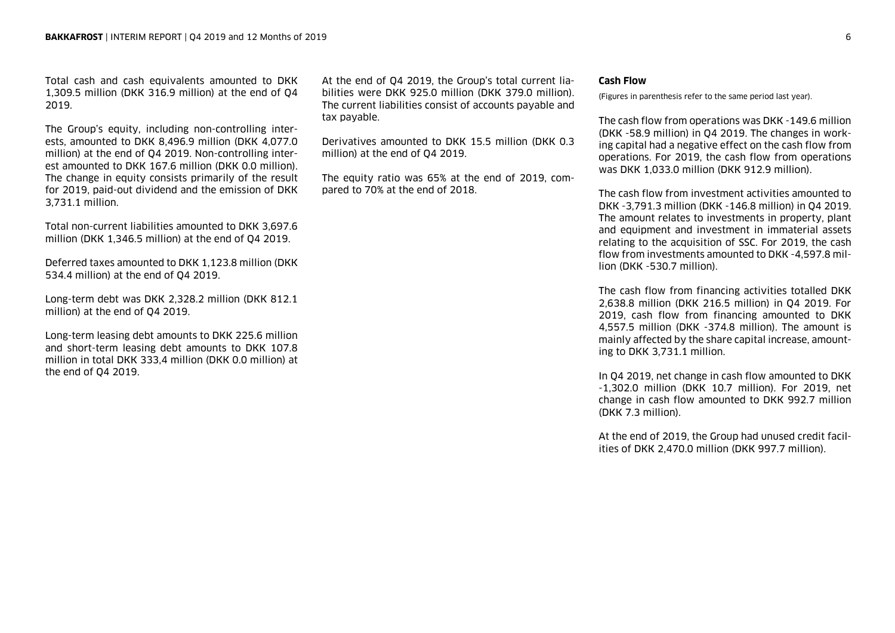Total cash and cash equivalents amounted to DKK 1,309.5 million (DKK 316.9 million) at the end of Q4 2019.

The Group's equity, including non-controlling interests, amounted to DKK 8,496.9 million (DKK 4,077.0 million) at the end of Q4 2019. Non-controlling interest amounted to DKK 167.6 million (DKK 0.0 million). The change in equity consists primarily of the result for 2019, paid-out dividend and the emission of DKK 3,731.1 million.

Total non-current liabilities amounted to DKK 3,697.6 million (DKK 1,346.5 million) at the end of Q4 2019.

Deferred taxes amounted to DKK 1,123.8 million (DKK 534.4 million) at the end of Q4 2019.

Long-term debt was DKK 2,328.2 million (DKK 812.1 million) at the end of Q4 2019.

Long-term leasing debt amounts to DKK 225.6 million and short-term leasing debt amounts to DKK 107.8 million in total DKK 333,4 million (DKK 0.0 million) at the end of Q4 2019.

At the end of Q4 2019, the Group's total current liabilities were DKK 925.0 million (DKK 379.0 million). The current liabilities consist of accounts payable and tax payable.

Derivatives amounted to DKK 15.5 million (DKK 0.3 million) at the end of Q4 2019.

The equity ratio was 65% at the end of 2019, compared to 70% at the end of 2018.

**Cash Flow**

(Figures in parenthesis refer to the same period last year).

The cash flow from operations was DKK -149.6 million (DKK -58.9 million) in Q4 2019. The changes in working capital had a negative effect on the cash flow from operations. For 2019, the cash flow from operations was DKK 1,033.0 million (DKK 912.9 million).

The cash flow from investment activities amounted to DKK -3,791.3 million (DKK -146.8 million) in Q4 2019. The amount relates to investments in property, plant and equipment and investment in immaterial assets relating to the acquisition of SSC. For 2019, the cash flow from investments amounted to DKK -4,597.8 million (DKK -530.7 million).

The cash flow from financing activities totalled DKK 2,638.8 million (DKK 216.5 million) in Q4 2019. For 2019, cash flow from financing amounted to DKK 4,557.5 million (DKK -374.8 million). The amount is mainly affected by the share capital increase, amounting to DKK 3,731.1 million.

In Q4 2019, net change in cash flow amounted to DKK -1,302.0 million (DKK 10.7 million). For 2019, net change in cash flow amounted to DKK 992.7 million (DKK 7.3 million).

At the end of 2019, the Group had unused credit facilities of DKK 2,470.0 million (DKK 997.7 million).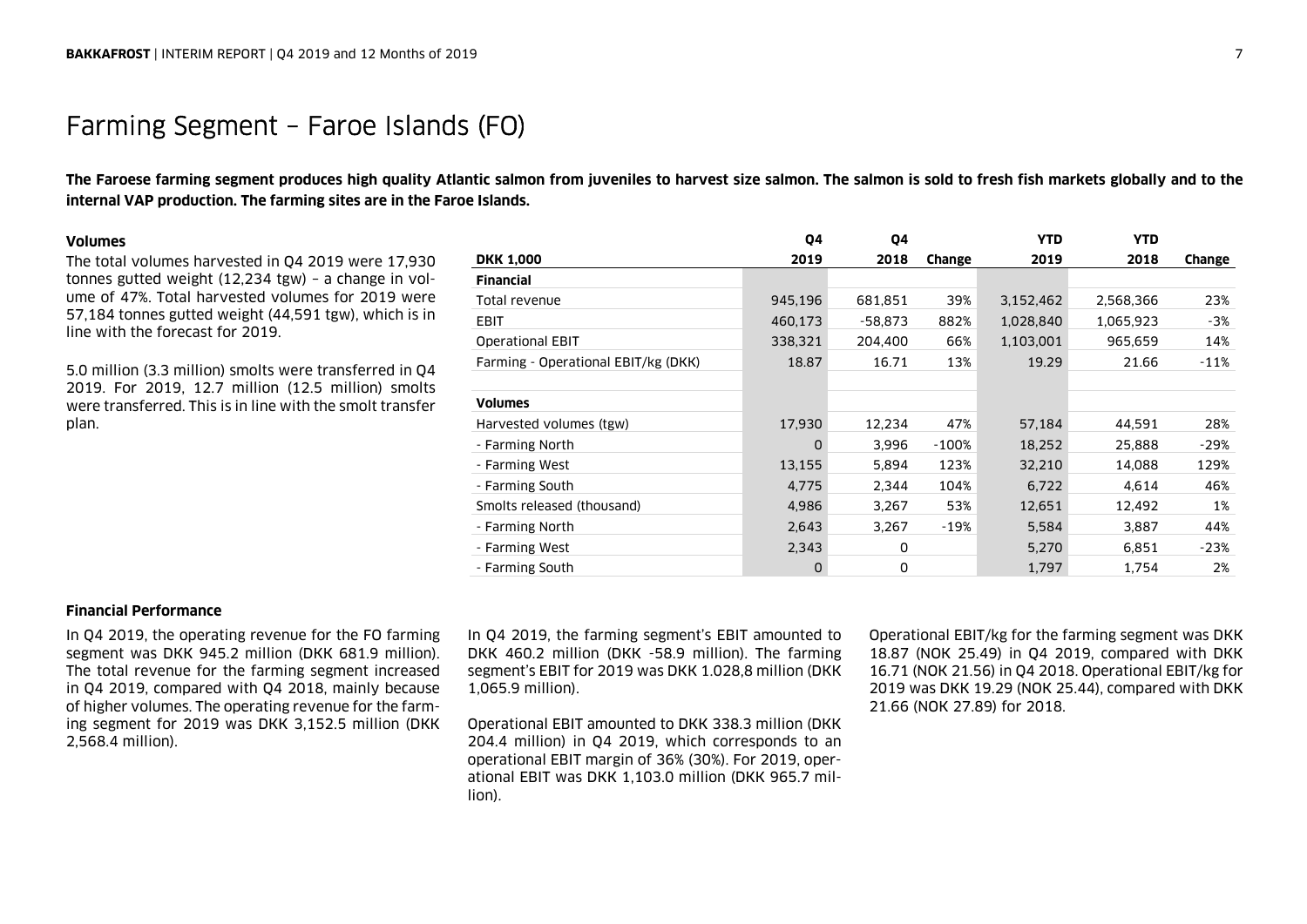# Farming Segment – Faroe Islands (FO)

**The Faroese farming segment produces high quality Atlantic salmon from juveniles to harvest size salmon. The salmon is sold to fresh fish markets globally and to the internal VAP production. The farming sites are in the Faroe Islands.**

#### Volumes

The total volumes harvested in Q4 2019 were 17,930 tonnes gutted weight (12,234 tgw) – a change in volume of 47%. Total harvested volumes for 2019 were 57,184 tonnes gutted weight (44,591 tgw), which is in line with the forecast for 2019.

5.0 million (3.3 million) smolts were transferred in Q4 2019. For 2019, 12.7 million (12.5 million) smolts were transferred. This is in line with the smolt transfer plan.

| DKK 1,000 | Q4 2019 | Q4 2018 | Change | YTD 2019 | YTD 2018 | Change |
|---|---|---|---|---|---|---|
| **Financial** | | | | | | |
| Total revenue | 945,196 | 681,851 | 39% | 3,152,462 | 2,568,366 | 23% |
| EBIT | 460,173 | -58,873 | 882% | 1,028,840 | 1,065,923 | -3% |
| Operational EBIT | 338,321 | 204,400 | 66% | 1,103,001 | 965,659 | 14% |
| Farming - Operational EBIT/kg (DKK) | 18.87 | 16.71 | 13% | 19.29 | 21.66 | -11% |
| | | | | | | |
| **Volumes** | | | | | | |
| Harvested volumes (tgw) | 17,930 | 12,234 | 47% | 57,184 | 44,591 | 28% |
| - Farming North | 0 | 3,996 | -100% | 18,252 | 25,888 | -29% |
| - Farming West | 13,155 | 5,894 | 123% | 32,210 | 14,088 | 129% |
| - Farming South | 4,775 | 2,344 | 104% | 6,722 | 4,614 | 46% |
| Smolts released (thousand) | 4,986 | 3,267 | 53% | 12,651 | 12,492 | 1% |
| - Farming North | 2,643 | 3,267 | -19% | 5,584 | 3,887 | 44% |
| - Farming West | 2,343 | 0 | | 5,270 | 6,851 | -23% |
| - Farming South | 0 | 0 | | 1,797 | 1,754 | 2% |

#### Financial Performance

In Q4 2019, the operating revenue for the FO farming segment was DKK 945.2 million (DKK 681.9 million). The total revenue for the farming segment increased in Q4 2019, compared with Q4 2018, mainly because of higher volumes. The operating revenue for the farming segment for 2019 was DKK 3,152.5 million (DKK 2,568.4 million).

In Q4 2019, the farming segment's EBIT amounted to DKK 460.2 million (DKK -58.9 million). The farming segment's EBIT for 2019 was DKK 1.028,8 million (DKK 1,065.9 million).

Operational EBIT amounted to DKK 338.3 million (DKK 204.4 million) in Q4 2019, which corresponds to an operational EBIT margin of 36% (30%). For 2019, operational EBIT was DKK 1,103.0 million (DKK 965.7 million).

Operational EBIT/kg for the farming segment was DKK 18.87 (NOK 25.49) in Q4 2019, compared with DKK 16.71 (NOK 21.56) in Q4 2018. Operational EBIT/kg for 2019 was DKK 19.29 (NOK 25.44), compared with DKK 21.66 (NOK 27.89) for 2018.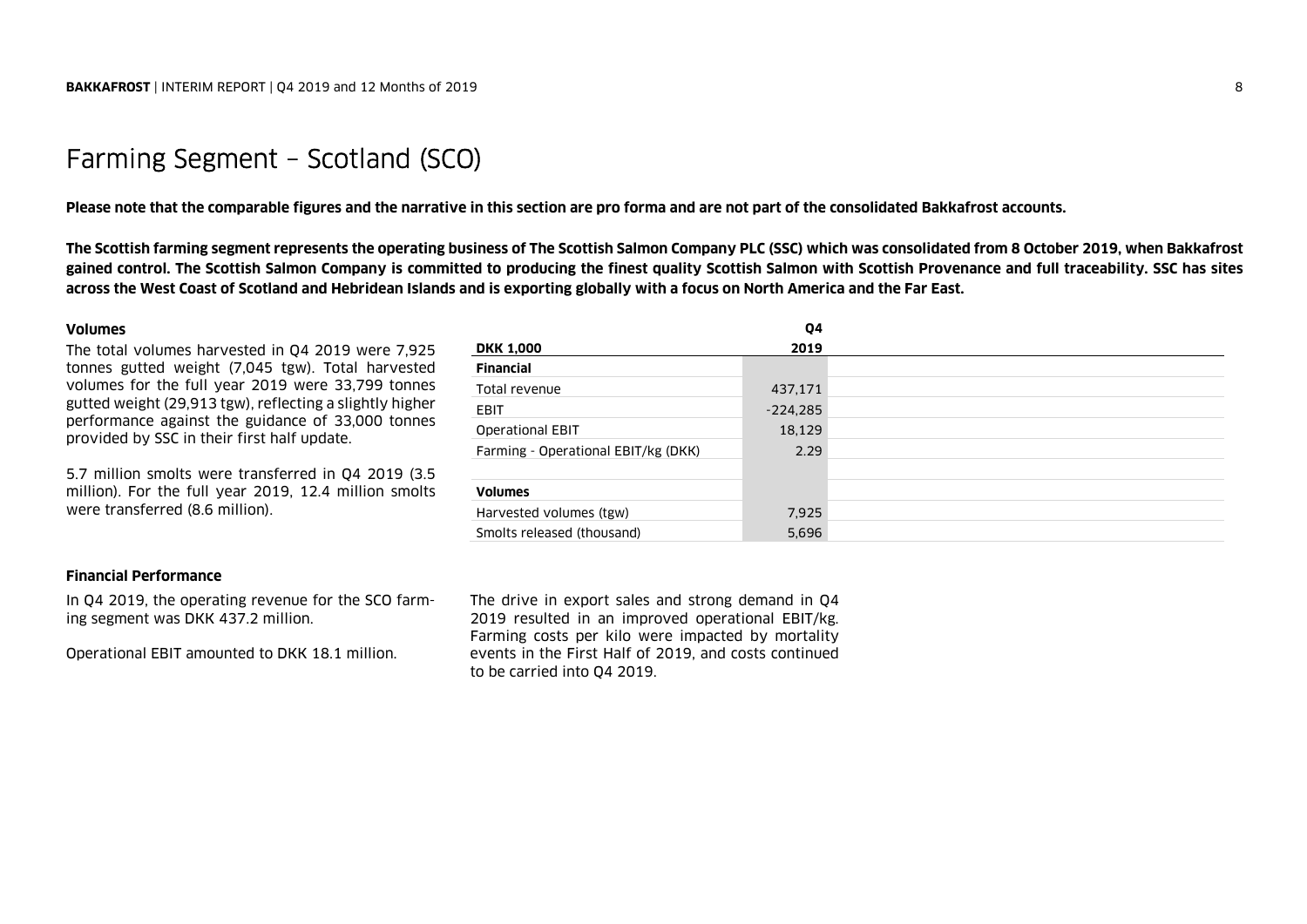# Farming Segment – Scotland (SCO)

**Please note that the comparable figures and the narrative in this section are pro forma and are not part of the consolidated Bakkafrost accounts.**

**The Scottish farming segment represents the operating business of The Scottish Salmon Company PLC (SSC) which was consolidated from 8 October 2019, when Bakkafrost gained control. The Scottish Salmon Company is committed to producing the finest quality Scottish Salmon with Scottish Provenance and full traceability. SSC has sites across the West Coast of Scotland and Hebridean Islands and is exporting globally with a focus on North America and the Far East.**

**Volumes**

The total volumes harvested in Q4 2019 were 7,925 tonnes gutted weight (7,045 tgw). Total harvested volumes for the full year 2019 were 33,799 tonnes gutted weight (29,913 tgw), reflecting a slightly higher performance against the guidance of 33,000 tonnes provided by SSC in their first half update.

5.7 million smolts were transferred in Q4 2019 (3.5 million). For the full year 2019, 12.4 million smolts were transferred (8.6 million).

| DKK 1,000 | Q4 2019 |
|---|---|
| **Financial** | |
| Total revenue | 437,171 |
| EBIT | -224,285 |
| Operational EBIT | 18,129 |
| Farming - Operational EBIT/kg (DKK) | 2.29 |
| | |
| **Volumes** | |
| Harvested volumes (tgw) | 7,925 |
| Smolts released (thousand) | 5,696 |

**Financial Performance**

In Q4 2019, the operating revenue for the SCO farming segment was DKK 437.2 million.

Operational EBIT amounted to DKK 18.1 million.

The drive in export sales and strong demand in Q4 2019 resulted in an improved operational EBIT/kg. Farming costs per kilo were impacted by mortality events in the First Half of 2019, and costs continued to be carried into Q4 2019.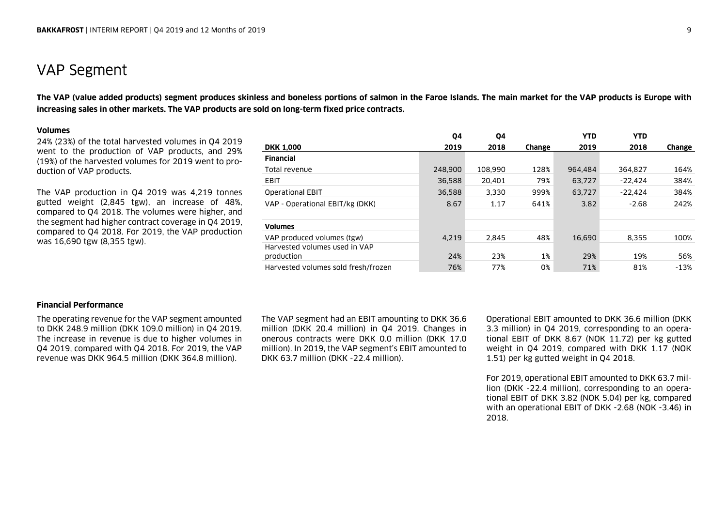# VAP Segment

**The VAP (value added products) segment produces skinless and boneless portions of salmon in the Faroe Islands. The main market for the VAP products is Europe with increasing sales in other markets. The VAP products are sold on long-term fixed price contracts.**

**Volumes**

24% (23%) of the total harvested volumes in Q4 2019 went to the production of VAP products, and 29% (19%) of the harvested volumes for 2019 went to production of VAP products.

The VAP production in Q4 2019 was 4,219 tonnes gutted weight (2,845 tgw), an increase of 48%, compared to Q4 2018. The volumes were higher, and the segment had higher contract coverage in Q4 2019, compared to Q4 2018. For 2019, the VAP production was 16,690 tgw (8,355 tgw).

| DKK 1,000 | Q4 2019 | Q4 2018 | Change | YTD 2019 | YTD 2018 | Change |
|---|---|---|---|---|---|---|
| **Financial** | | | | | | |
| Total revenue | 248,900 | 108,990 | 128% | 964,484 | 364,827 | 164% |
| EBIT | 36,588 | 20,401 | 79% | 63,727 | -22,424 | 384% |
| Operational EBIT | 36,588 | 3,330 | 999% | 63,727 | -22,424 | 384% |
| VAP - Operational EBIT/kg (DKK) | 8.67 | 1.17 | 641% | 3.82 | -2.68 | 242% |
| | | | | | | |
| **Volumes** | | | | | | |
| VAP produced volumes (tgw) | 4,219 | 2,845 | 48% | 16,690 | 8,355 | 100% |
| Harvested volumes used in VAP production | 24% | 23% | 1% | 29% | 19% | 56% |
| Harvested volumes sold fresh/frozen | 76% | 77% | 0% | 71% | 81% | -13% |

**Financial Performance**

The operating revenue for the VAP segment amounted to DKK 248.9 million (DKK 109.0 million) in Q4 2019. The increase in revenue is due to higher volumes in Q4 2019, compared with Q4 2018. For 2019, the VAP revenue was DKK 964.5 million (DKK 364.8 million).

The VAP segment had an EBIT amounting to DKK 36.6 million (DKK 20.4 million) in Q4 2019. Changes in onerous contracts were DKK 0.0 million (DKK 17.0 million). In 2019, the VAP segment's EBIT amounted to DKK 63.7 million (DKK -22.4 million).

Operational EBIT amounted to DKK 36.6 million (DKK 3.3 million) in Q4 2019, corresponding to an operational EBIT of DKK 8.67 (NOK 11.72) per kg gutted weight in Q4 2019, compared with DKK 1.17 (NOK 1.51) per kg gutted weight in Q4 2018.

For 2019, operational EBIT amounted to DKK 63.7 million (DKK -22.4 million), corresponding to an operational EBIT of DKK 3.82 (NOK 5.04) per kg, compared with an operational EBIT of DKK -2.68 (NOK -3.46) in 2018.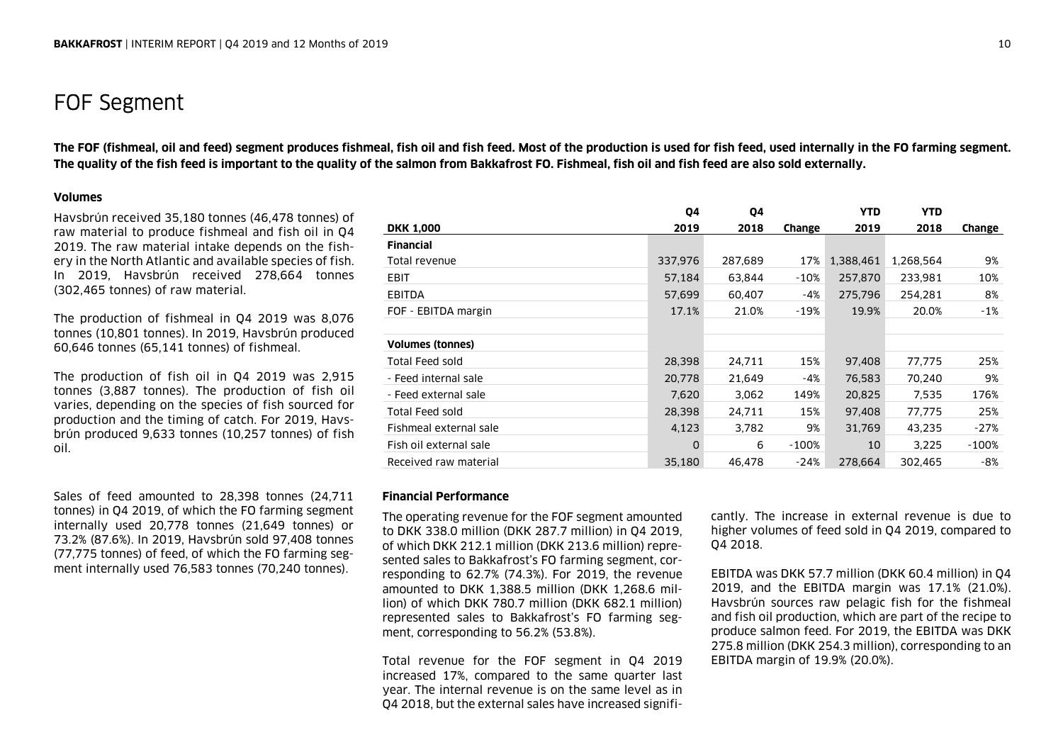# FOF Segment

**The FOF (fishmeal, oil and feed) segment produces fishmeal, fish oil and fish feed. Most of the production is used for fish feed, used internally in the FO farming segment. The quality of the fish feed is important to the quality of the salmon from Bakkafrost FO. Fishmeal, fish oil and fish feed are also sold externally.**

### Volumes

Havsbrún received 35,180 tonnes (46,478 tonnes) of raw material to produce fishmeal and fish oil in Q4 2019. The raw material intake depends on the fishery in the North Atlantic and available species of fish. In 2019, Havsbrún received 278,664 tonnes (302,465 tonnes) of raw material.

The production of fishmeal in Q4 2019 was 8,076 tonnes (10,801 tonnes). In 2019, Havsbrún produced 60,646 tonnes (65,141 tonnes) of fishmeal.

The production of fish oil in Q4 2019 was 2,915 tonnes (3,887 tonnes). The production of fish oil varies, depending on the species of fish sourced for production and the timing of catch. For 2019, Havsbrún produced 9,633 tonnes (10,257 tonnes) of fish oil.

Sales of feed amounted to 28,398 tonnes (24,711 tonnes) in Q4 2019, of which the FO farming segment internally used 20,778 tonnes (21,649 tonnes) or 73.2% (87.6%). In 2019, Havsbrún sold 97,408 tonnes (77,775 tonnes) of feed, of which the FO farming segment internally used 76,583 tonnes (70,240 tonnes).

| DKK 1,000 | Q4 2019 | Q4 2018 | Change | YTD 2019 | YTD 2018 | Change |
|---|---|---|---|---|---|---|
| **Financial** | | | | | | |
| Total revenue | 337,976 | 287,689 | 17% | 1,388,461 | 1,268,564 | 9% |
| EBIT | 57,184 | 63,844 | -10% | 257,870 | 233,981 | 10% |
| EBITDA | 57,699 | 60,407 | -4% | 275,796 | 254,281 | 8% |
| FOF - EBITDA margin | 17.1% | 21.0% | -19% | 19.9% | 20.0% | -1% |
| | | | | | | |
| **Volumes (tonnes)** | | | | | | |
| Total Feed sold | 28,398 | 24,711 | 15% | 97,408 | 77,775 | 25% |
| - Feed internal sale | 20,778 | 21,649 | -4% | 76,583 | 70,240 | 9% |
| - Feed external sale | 7,620 | 3,062 | 149% | 20,825 | 7,535 | 176% |
| Total Feed sold | 28,398 | 24,711 | 15% | 97,408 | 77,775 | 25% |
| Fishmeal external sale | 4,123 | 3,782 | 9% | 31,769 | 43,235 | -27% |
| Fish oil external sale | 0 | 6 | -100% | 10 | 3,225 | -100% |
| Received raw material | 35,180 | 46,478 | -24% | 278,664 | 302,465 | -8% |

### Financial Performance

The operating revenue for the FOF segment amounted to DKK 338.0 million (DKK 287.7 million) in Q4 2019, of which DKK 212.1 million (DKK 213.6 million) represented sales to Bakkafrost's FO farming segment, corresponding to 62.7% (74.3%). For 2019, the revenue amounted to DKK 1,388.5 million (DKK 1,268.6 million) of which DKK 780.7 million (DKK 682.1 million) represented sales to Bakkafrost's FO farming segment, corresponding to 56.2% (53.8%).

Total revenue for the FOF segment in Q4 2019 increased 17%, compared to the same quarter last year. The internal revenue is on the same level as in Q4 2018, but the external sales have increased significantly. The increase in external revenue is due to higher volumes of feed sold in Q4 2019, compared to Q4 2018.

EBITDA was DKK 57.7 million (DKK 60.4 million) in Q4 2019, and the EBITDA margin was 17.1% (21.0%). Havsbrún sources raw pelagic fish for the fishmeal and fish oil production, which are part of the recipe to produce salmon feed. For 2019, the EBITDA was DKK 275.8 million (DKK 254.3 million), corresponding to an EBITDA margin of 19.9% (20.0%).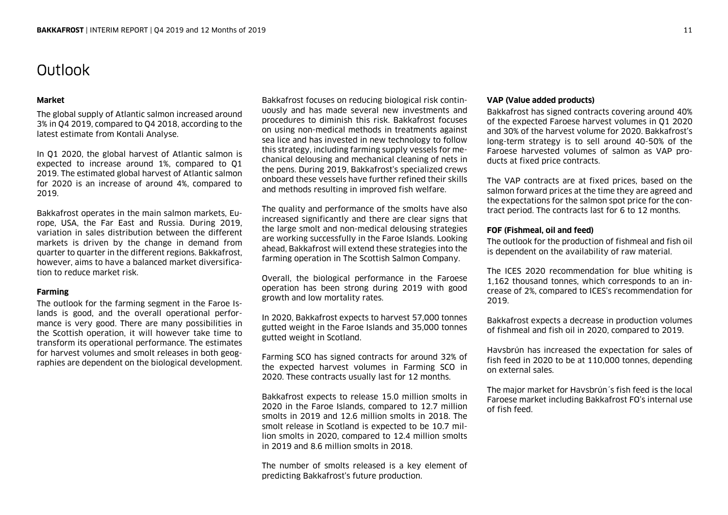# Outlook

**Market**

The global supply of Atlantic salmon increased around 3% in Q4 2019, compared to Q4 2018, according to the latest estimate from Kontali Analyse.

In Q1 2020, the global harvest of Atlantic salmon is expected to increase around 1%, compared to Q1 2019. The estimated global harvest of Atlantic salmon for 2020 is an increase of around 4%, compared to 2019.

Bakkafrost operates in the main salmon markets, Europe, USA, the Far East and Russia. During 2019, variation in sales distribution between the different markets is driven by the change in demand from quarter to quarter in the different regions. Bakkafrost, however, aims to have a balanced market diversification to reduce market risk.

**Farming**

The outlook for the farming segment in the Faroe Islands is good, and the overall operational performance is very good. There are many possibilities in the Scottish operation, it will however take time to transform its operational performance. The estimates for harvest volumes and smolt releases in both geographies are dependent on the biological development.

Bakkafrost focuses on reducing biological risk continuously and has made several new investments and procedures to diminish this risk. Bakkafrost focuses on using non-medical methods in treatments against sea lice and has invested in new technology to follow this strategy, including farming supply vessels for mechanical delousing and mechanical cleaning of nets in the pens. During 2019, Bakkafrost's specialized crews onboard these vessels have further refined their skills and methods resulting in improved fish welfare.

The quality and performance of the smolts have also increased significantly and there are clear signs that the large smolt and non-medical delousing strategies are working successfully in the Faroe Islands. Looking ahead, Bakkafrost will extend these strategies into the farming operation in The Scottish Salmon Company.

Overall, the biological performance in the Faroese operation has been strong during 2019 with good growth and low mortality rates.

In 2020, Bakkafrost expects to harvest 57,000 tonnes gutted weight in the Faroe Islands and 35,000 tonnes gutted weight in Scotland.

Farming SCO has signed contracts for around 32% of the expected harvest volumes in Farming SCO in 2020. These contracts usually last for 12 months.

Bakkafrost expects to release 15.0 million smolts in 2020 in the Faroe Islands, compared to 12.7 million smolts in 2019 and 12.6 million smolts in 2018. The smolt release in Scotland is expected to be 10.7 million smolts in 2020, compared to 12.4 million smolts in 2019 and 8.6 million smolts in 2018.

The number of smolts released is a key element of predicting Bakkafrost's future production.

**VAP (Value added products)**

Bakkafrost has signed contracts covering around 40% of the expected Faroese harvest volumes in Q1 2020 and 30% of the harvest volume for 2020. Bakkafrost's long-term strategy is to sell around 40-50% of the Faroese harvested volumes of salmon as VAP products at fixed price contracts.

The VAP contracts are at fixed prices, based on the salmon forward prices at the time they are agreed and the expectations for the salmon spot price for the contract period. The contracts last for 6 to 12 months.

**FOF (Fishmeal, oil and feed)**

The outlook for the production of fishmeal and fish oil is dependent on the availability of raw material.

The ICES 2020 recommendation for blue whiting is 1,162 thousand tonnes, which corresponds to an increase of 2%, compared to ICES's recommendation for 2019.

Bakkafrost expects a decrease in production volumes of fishmeal and fish oil in 2020, compared to 2019.

Havsbrún has increased the expectation for sales of fish feed in 2020 to be at 110,000 tonnes, depending on external sales.

The major market for Havsbrún´s fish feed is the local Faroese market including Bakkafrost FO's internal use of fish feed.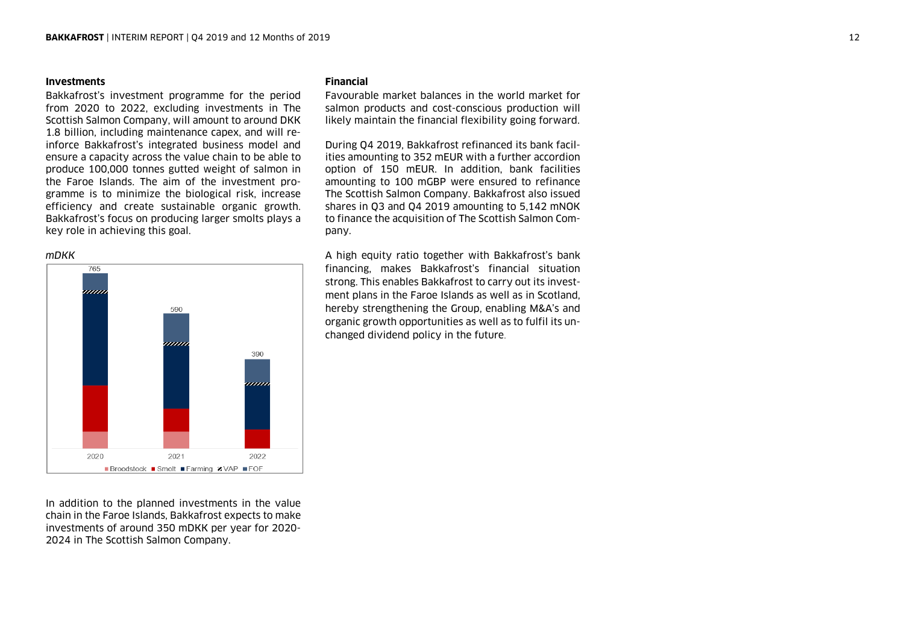## Investments

Bakkafrost's investment programme for the period from 2020 to 2022, excluding investments in The Scottish Salmon Company, will amount to around DKK 1.8 billion, including maintenance capex, and will reinforce Bakkafrost's integrated business model and ensure a capacity across the value chain to be able to produce 100,000 tonnes gutted weight of salmon in the Faroe Islands. The aim of the investment programme is to minimize the biological risk, increase efficiency and create sustainable organic growth. Bakkafrost's focus on producing larger smolts plays a key role in achieving this goal.

*mDKK*

| Year | Total |
|---|---|
| 2020 | 765 |
| 2021 | 590 |
| 2022 | 390 |

Broodstock ■ Smolt ■ Farming ■ VAP ■ FOF

In addition to the planned investments in the value chain in the Faroe Islands, Bakkafrost expects to make investments of around 350 mDKK per year for 2020-2024 in The Scottish Salmon Company.

## Financial

Favourable market balances in the world market for salmon products and cost-conscious production will likely maintain the financial flexibility going forward.

During Q4 2019, Bakkafrost refinanced its bank facilities amounting to 352 mEUR with a further accordion option of 150 mEUR. In addition, bank facilities amounting to 100 mGBP were ensured to refinance The Scottish Salmon Company. Bakkafrost also issued shares in Q3 and Q4 2019 amounting to 5,142 mNOK to finance the acquisition of The Scottish Salmon Company.

A high equity ratio together with Bakkafrost's bank financing, makes Bakkafrost's financial situation strong. This enables Bakkafrost to carry out its investment plans in the Faroe Islands as well as in Scotland, hereby strengthening the Group, enabling M&A's and organic growth opportunities as well as to fulfil its unchanged dividend policy in the future.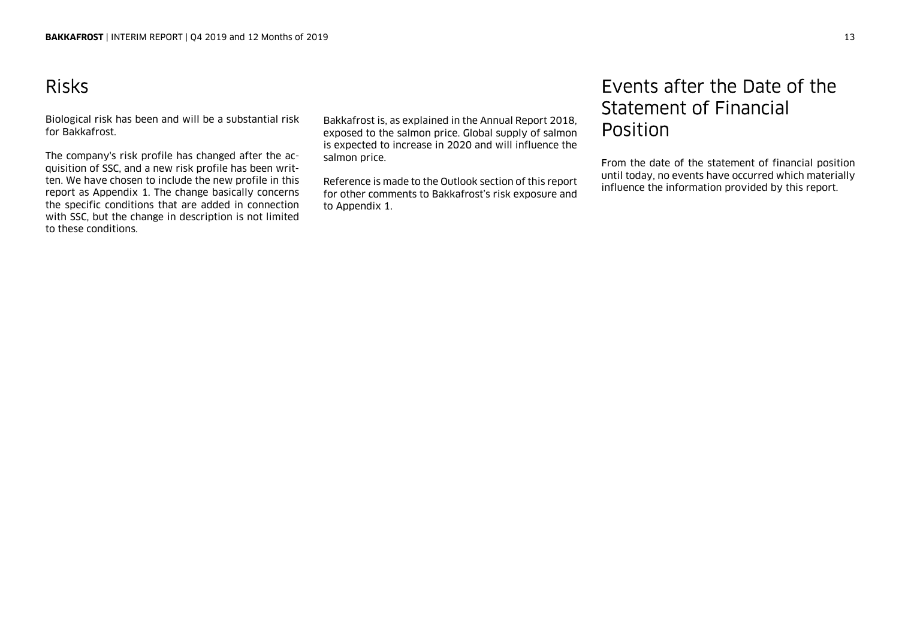# Risks

Biological risk has been and will be a substantial risk for Bakkafrost.

The company's risk profile has changed after the acquisition of SSC, and a new risk profile has been written. We have chosen to include the new profile in this report as Appendix 1. The change basically concerns the specific conditions that are added in connection with SSC, but the change in description is not limited to these conditions.

Bakkafrost is, as explained in the Annual Report 2018, exposed to the salmon price. Global supply of salmon is expected to increase in 2020 and will influence the salmon price.

Reference is made to the Outlook section of this report for other comments to Bakkafrost's risk exposure and to Appendix 1.

# Events after the Date of the Statement of Financial Position

From the date of the statement of financial position until today, no events have occurred which materially influence the information provided by this report.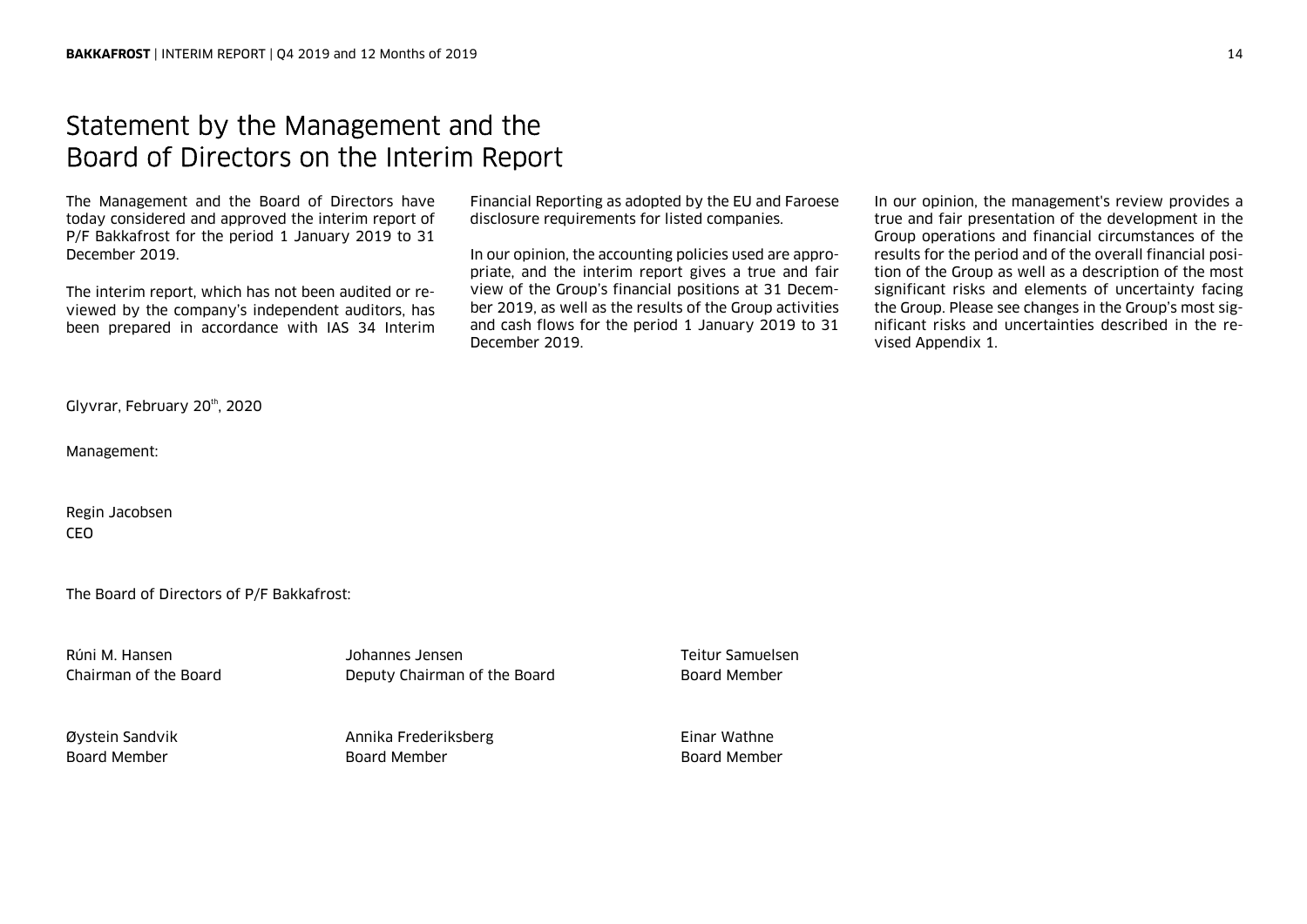# Statement by the Management and the Board of Directors on the Interim Report

The Management and the Board of Directors have today considered and approved the interim report of P/F Bakkafrost for the period 1 January 2019 to 31 December 2019.

The interim report, which has not been audited or reviewed by the company's independent auditors, has been prepared in accordance with IAS 34 Interim Financial Reporting as adopted by the EU and Faroese disclosure requirements for listed companies.

In our opinion, the accounting policies used are appropriate, and the interim report gives a true and fair view of the Group's financial positions at 31 December 2019, as well as the results of the Group activities and cash flows for the period 1 January 2019 to 31 December 2019.

In our opinion, the management's review provides a true and fair presentation of the development in the Group operations and financial circumstances of the results for the period and of the overall financial position of the Group as well as a description of the most significant risks and elements of uncertainty facing the Group. Please see changes in the Group's most significant risks and uncertainties described in the revised Appendix 1.

Glyvrar, February 20th, 2020

Management:

Regin Jacobsen
CEO

The Board of Directors of P/F Bakkafrost:

Rúni M. Hansen
Chairman of the Board

Johannes Jensen
Deputy Chairman of the Board

Teitur Samuelsen
Board Member

Øystein Sandvik
Board Member

Annika Frederiksberg
Board Member

Einar Wathne
Board Member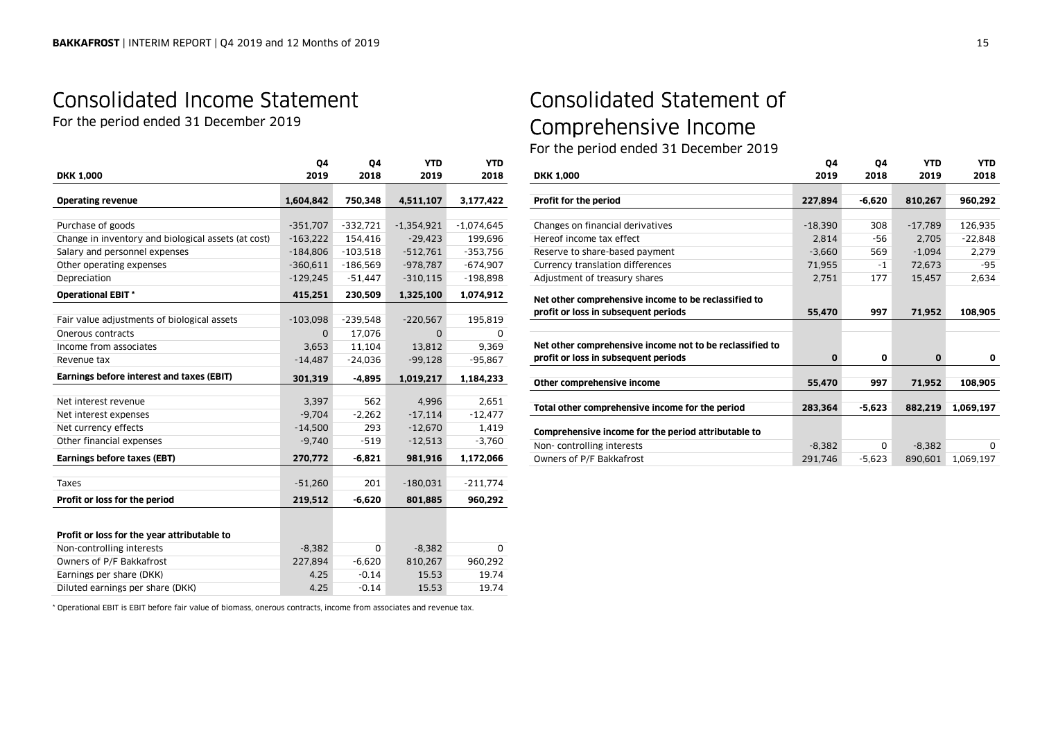# Consolidated Income Statement

For the period ended 31 December 2019

| DKK 1,000 | Q4 2019 | Q4 2018 | YTD 2019 | YTD 2018 |
|---|---|---|---|---|
| **Operating revenue** | **1,604,842** | **750,348** | **4,511,107** | **3,177,422** |
| Purchase of goods | -351,707 | -332,721 | -1,354,921 | -1,074,645 |
| Change in inventory and biological assets (at cost) | -163,222 | 154,416 | -29,423 | 199,696 |
| Salary and personnel expenses | -184,806 | -103,518 | -512,761 | -353,756 |
| Other operating expenses | -360,611 | -186,569 | -978,787 | -674,907 |
| Depreciation | -129,245 | -51,447 | -310,115 | -198,898 |
| **Operational EBIT *** | **415,251** | **230,509** | **1,325,100** | **1,074,912** |
| Fair value adjustments of biological assets | -103,098 | -239,548 | -220,567 | 195,819 |
| Onerous contracts | 0 | 17,076 | 0 | 0 |
| Income from associates | 3,653 | 11,104 | 13,812 | 9,369 |
| Revenue tax | -14,487 | -24,036 | -99,128 | -95,867 |
| **Earnings before interest and taxes (EBIT)** | **301,319** | **-4,895** | **1,019,217** | **1,184,233** |
| Net interest revenue | 3,397 | 562 | 4,996 | 2,651 |
| Net interest expenses | -9,704 | -2,262 | -17,114 | -12,477 |
| Net currency effects | -14,500 | 293 | -12,670 | 1,419 |
| Other financial expenses | -9,740 | -519 | -12,513 | -3,760 |
| **Earnings before taxes (EBT)** | **270,772** | **-6,821** | **981,916** | **1,172,066** |
| Taxes | -51,260 | 201 | -180,031 | -211,774 |
| **Profit or loss for the period** | **219,512** | **-6,620** | **801,885** | **960,292** |
| **Profit or loss for the year attributable to** | | | | |
| Non-controlling interests | -8,382 | 0 | -8,382 | 0 |
| Owners of P/F Bakkafrost | 227,894 | -6,620 | 810,267 | 960,292 |
| Earnings per share (DKK) | 4.25 | -0.14 | 15.53 | 19.74 |
| Diluted earnings per share (DKK) | 4.25 | -0.14 | 15.53 | 19.74 |

\* Operational EBIT is EBIT before fair value of biomass, onerous contracts, income from associates and revenue tax.

# Consolidated Statement of Comprehensive Income

For the period ended 31 December 2019

| DKK 1,000 | Q4 2019 | Q4 2018 | YTD 2019 | YTD 2018 |
|---|---|---|---|---|
| **Profit for the period** | **227,894** | **-6,620** | **810,267** | **960,292** |
| Changes on financial derivatives | -18,390 | 308 | -17,789 | 126,935 |
| Hereof income tax effect | 2,814 | -56 | 2,705 | -22,848 |
| Reserve to share-based payment | -3,660 | 569 | -1,094 | 2,279 |
| Currency translation differences | 71,955 | -1 | 72,673 | -95 |
| Adjustment of treasury shares | 2,751 | 177 | 15,457 | 2,634 |
| **Net other comprehensive income to be reclassified to profit or loss in subsequent periods** | **55,470** | **997** | **71,952** | **108,905** |
| **Net other comprehensive income not to be reclassified to profit or loss in subsequent periods** | **0** | **0** | **0** | **0** |
| **Other comprehensive income** | **55,470** | **997** | **71,952** | **108,905** |
| **Total other comprehensive income for the period** | **283,364** | **-5,623** | **882,219** | **1,069,197** |
| **Comprehensive income for the period attributable to** | | | | |
| Non- controlling interests | -8,382 | 0 | -8,382 | 0 |
| Owners of P/F Bakkafrost | 291,746 | -5,623 | 890,601 | 1,069,197 |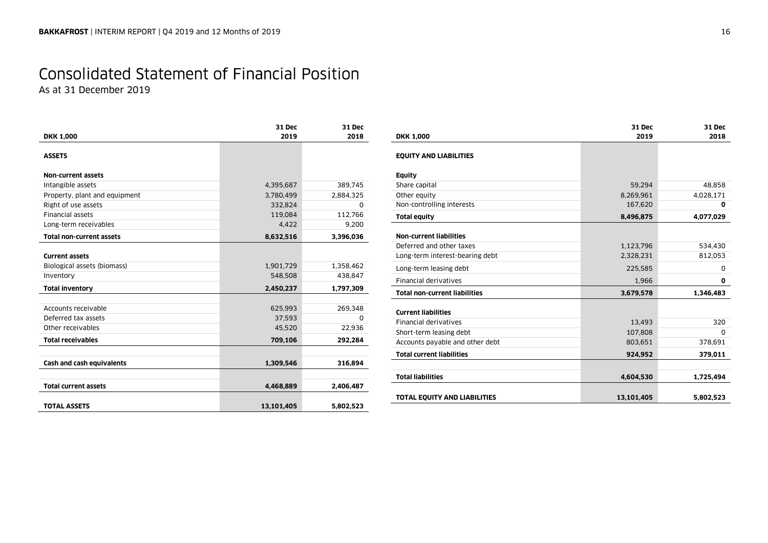# Consolidated Statement of Financial Position

As at 31 December 2019

| DKK 1,000 | 31 Dec 2019 | 31 Dec 2018 |
|---|---|---|
| **ASSETS** | | |
| **Non-current assets** | | |
| Intangible assets | 4,395,687 | 389,745 |
| Property, plant and equipment | 3,780,499 | 2,884,325 |
| Right of use assets | 332,824 | 0 |
| Financial assets | 119,084 | 112,766 |
| Long-term receivables | 4,422 | 9,200 |
| **Total non-current assets** | **8,632,516** | **3,396,036** |
| **Current assets** | | |
| Biological assets (biomass) | 1,901,729 | 1,358,462 |
| Inventory | 548,508 | 438,847 |
| **Total inventory** | **2,450,237** | **1,797,309** |
| Accounts receivable | 625,993 | 269,348 |
| Deferred tax assets | 37,593 | 0 |
| Other receivables | 45,520 | 22,936 |
| **Total receivables** | **709,106** | **292,284** |
| **Cash and cash equivalents** | **1,309,546** | **316,894** |
| **Total current assets** | **4,468,889** | **2,406,487** |
| **TOTAL ASSETS** | **13,101,405** | **5,802,523** |

| DKK 1,000 | 31 Dec 2019 | 31 Dec 2018 |
|---|---|---|
| **EQUITY AND LIABILITIES** | | |
| **Equity** | | |
| Share capital | 59,294 | 48,858 |
| Other equity | 8,269,961 | 4,028,171 |
| Non-controlling interests | 167,620 | **0** |
| **Total equity** | **8,496,875** | **4,077,029** |
| **Non-current liabilities** | | |
| Deferred and other taxes | 1,123,796 | 534,430 |
| Long-term interest-bearing debt | 2,328,231 | 812,053 |
| Long-term leasing debt | 225,585 | 0 |
| Financial derivatives | 1,966 | **0** |
| **Total non-current liabilities** | **3,679,578** | **1,346,483** |
| **Current liabilities** | | |
| Financial derivatives | 13,493 | 320 |
| Short-term leasing debt | 107,808 | 0 |
| Accounts payable and other debt | 803,651 | 378,691 |
| **Total current liabilities** | **924,952** | **379,011** |
| **Total liabilities** | **4,604,530** | **1,725,494** |
| **TOTAL EQUITY AND LIABILITIES** | **13,101,405** | **5,802,523** |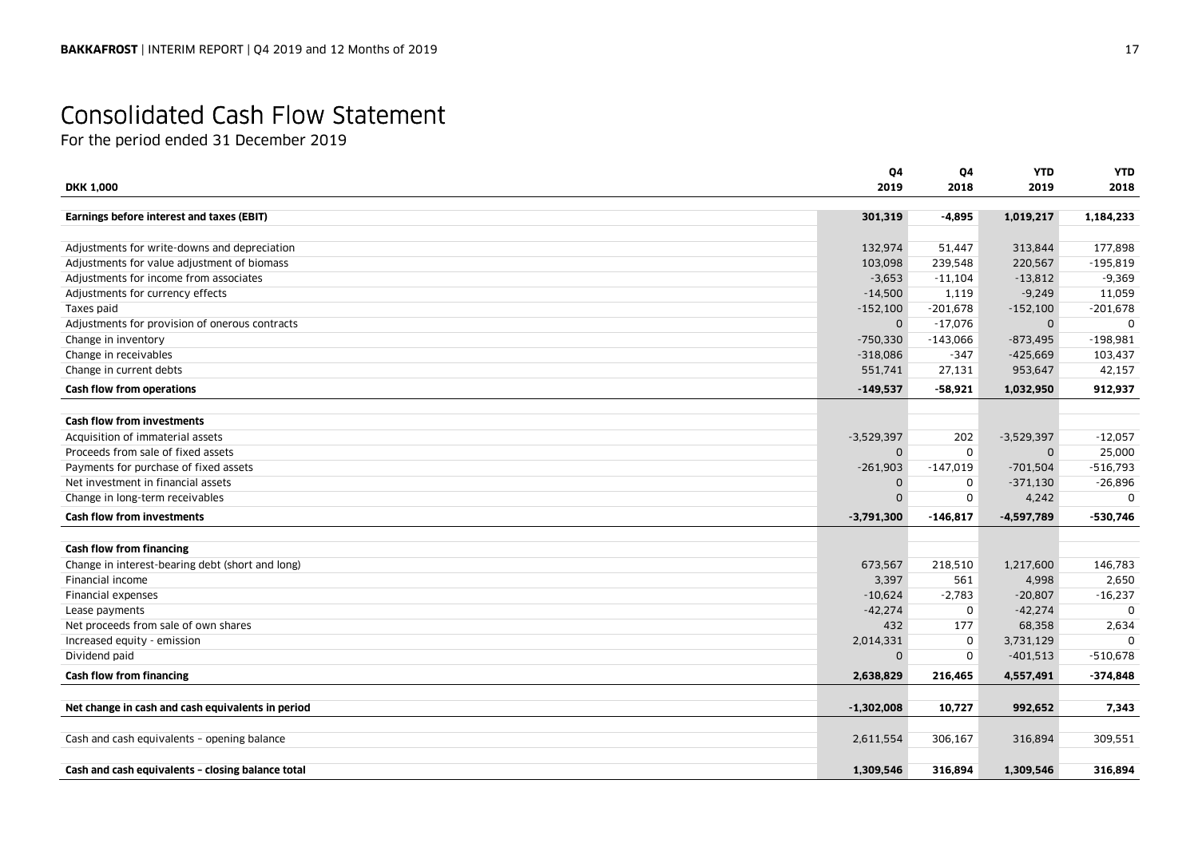# Consolidated Cash Flow Statement

For the period ended 31 December 2019

| DKK 1,000 | Q4 2019 | Q4 2018 | YTD 2019 | YTD 2018 |
|---|---|---|---|---|
| **Earnings before interest and taxes (EBIT)** | **301,319** | **-4,895** | **1,019,217** | **1,184,233** |
| | | | | |
| Adjustments for write-downs and depreciation | 132,974 | 51,447 | 313,844 | 177,898 |
| Adjustments for value adjustment of biomass | 103,098 | 239,548 | 220,567 | -195,819 |
| Adjustments for income from associates | -3,653 | -11,104 | -13,812 | -9,369 |
| Adjustments for currency effects | -14,500 | 1,119 | -9,249 | 11,059 |
| Taxes paid | -152,100 | -201,678 | -152,100 | -201,678 |
| Adjustments for provision of onerous contracts | 0 | -17,076 | 0 | 0 |
| Change in inventory | -750,330 | -143,066 | -873,495 | -198,981 |
| Change in receivables | -318,086 | -347 | -425,669 | 103,437 |
| Change in current debts | 551,741 | 27,131 | 953,647 | 42,157 |
| **Cash flow from operations** | **-149,537** | **-58,921** | **1,032,950** | **912,937** |
| | | | | |
| **Cash flow from investments** | | | | |
| Acquisition of immaterial assets | -3,529,397 | 202 | -3,529,397 | -12,057 |
| Proceeds from sale of fixed assets | 0 | 0 | 0 | 25,000 |
| Payments for purchase of fixed assets | -261,903 | -147,019 | -701,504 | -516,793 |
| Net investment in financial assets | 0 | 0 | -371,130 | -26,896 |
| Change in long-term receivables | 0 | 0 | 4,242 | 0 |
| **Cash flow from investments** | **-3,791,300** | **-146,817** | **-4,597,789** | **-530,746** |
| | | | | |
| **Cash flow from financing** | | | | |
| Change in interest-bearing debt (short and long) | 673,567 | 218,510 | 1,217,600 | 146,783 |
| Financial income | 3,397 | 561 | 4,998 | 2,650 |
| Financial expenses | -10,624 | -2,783 | -20,807 | -16,237 |
| Lease payments | -42,274 | 0 | -42,274 | 0 |
| Net proceeds from sale of own shares | 432 | 177 | 68,358 | 2,634 |
| Increased equity - emission | 2,014,331 | 0 | 3,731,129 | 0 |
| Dividend paid | 0 | 0 | -401,513 | -510,678 |
| **Cash flow from financing** | **2,638,829** | **216,465** | **4,557,491** | **-374,848** |
| | | | | |
| **Net change in cash and cash equivalents in period** | **-1,302,008** | **10,727** | **992,652** | **7,343** |
| | | | | |
| Cash and cash equivalents – opening balance | 2,611,554 | 306,167 | 316,894 | 309,551 |
| | | | | |
| **Cash and cash equivalents – closing balance total** | **1,309,546** | **316,894** | **1,309,546** | **316,894** |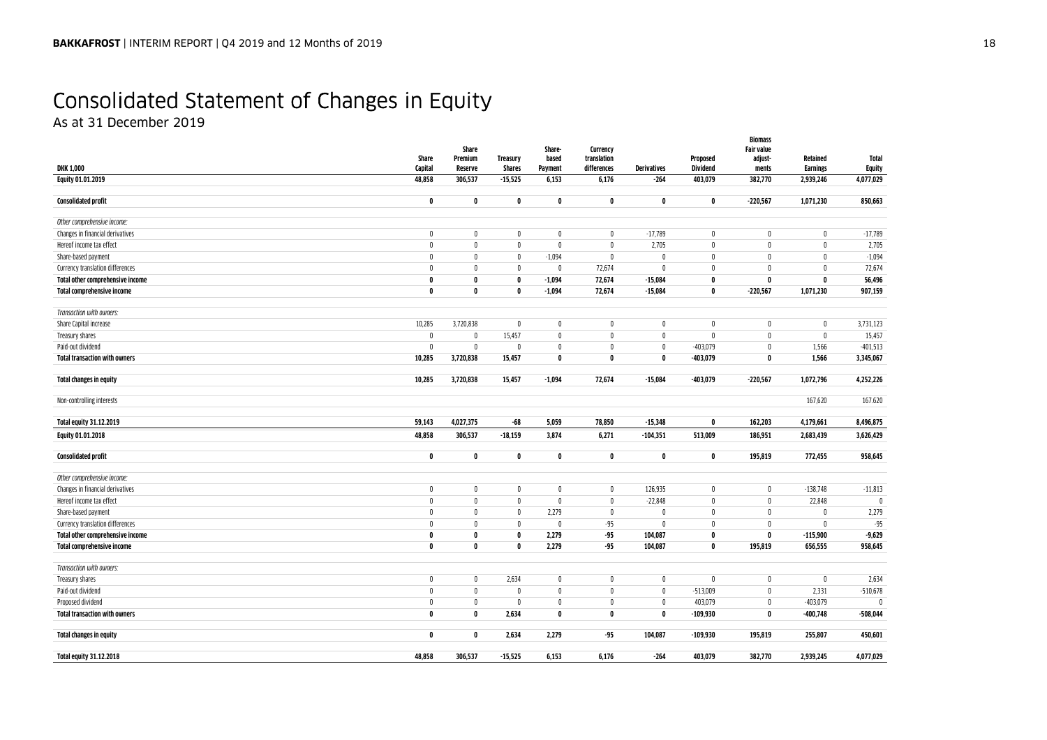# Consolidated Statement of Changes in Equity

As at 31 December 2019

| DKK 1,000 | Share Capital | Share Premium Reserve | Treasury Shares | Share-based Payment | Currency translation differences | Derivatives | Proposed Dividend | Biomass Fair value adjust-ments | Retained Earnings | Total Equity |
|---|---|---|---|---|---|---|---|---|---|---|
| **Equity 01.01.2019** | **48,858** | **306,537** | **-15,525** | **6,153** | **6,176** | **-264** | **403,079** | **382,770** | **2,939,246** | **4,077,029** |
| **Consolidated profit** | **0** | **0** | **0** | **0** | **0** | **0** | **0** | **-220,567** | **1,071,230** | **850,663** |
| *Other comprehensive income:* | | | | | | | | | | |
| Changes in financial derivatives | 0 | 0 | 0 | 0 | 0 | -17,789 | 0 | 0 | 0 | -17,789 |
| Hereof income tax effect | 0 | 0 | 0 | 0 | 0 | 2,705 | 0 | 0 | 0 | 2,705 |
| Share-based payment | 0 | 0 | 0 | -1,094 | 0 | 0 | 0 | 0 | 0 | -1,094 |
| Currency translation differences | 0 | 0 | 0 | 0 | 72,674 | 0 | 0 | 0 | 0 | 72,674 |
| **Total other comprehensive income** | **0** | **0** | **0** | **-1,094** | **72,674** | **-15,084** | **0** | **0** | **0** | **56,496** |
| **Total comprehensive income** | **0** | **0** | **0** | **-1,094** | **72,674** | **-15,084** | **0** | **-220,567** | **1,071,230** | **907,159** |
| *Transaction with owners:* | | | | | | | | | | |
| Share Capital increase | 10,285 | 3,720,838 | 0 | 0 | 0 | 0 | 0 | 0 | 0 | 3,731,123 |
| Treasury shares | 0 | 0 | 15,457 | 0 | 0 | 0 | 0 | 0 | 0 | 15,457 |
| Paid-out dividend | 0 | 0 | 0 | 0 | 0 | 0 | -403,079 | 0 | 1,566 | -401,513 |
| **Total transaction with owners** | **10,285** | **3,720,838** | **15,457** | **0** | **0** | **0** | **-403,079** | **0** | **1,566** | **3,345,067** |
| **Total changes in equity** | **10,285** | **3,720,838** | **15,457** | **-1,094** | **72,674** | **-15,084** | **-403,079** | **-220,567** | **1,072,796** | **4,252,226** |
| Non-controlling interests | | | | | | | | | 167,620 | 167,620 |
| **Total equity 31.12.2019** | **59,143** | **4,027,375** | **-68** | **5,059** | **78,850** | **-15,348** | **0** | **162,203** | **4,179,661** | **8,496,875** |
| **Equity 01.01.2018** | **48,858** | **306,537** | **-18,159** | **3,874** | **6,271** | **-104,351** | **513,009** | **186,951** | **2,683,439** | **3,626,429** |
| **Consolidated profit** | **0** | **0** | **0** | **0** | **0** | **0** | **0** | **195,819** | **772,455** | **958,645** |
| *Other comprehensive income:* | | | | | | | | | | |
| Changes in financial derivatives | 0 | 0 | 0 | 0 | 0 | 126,935 | 0 | 0 | -138,748 | -11,813 |
| Hereof income tax effect | 0 | 0 | 0 | 0 | 0 | -22,848 | 0 | 0 | 22,848 | 0 |
| Share-based payment | 0 | 0 | 0 | 2,279 | 0 | 0 | 0 | 0 | 0 | 2,279 |
| Currency translation differences | 0 | 0 | 0 | 0 | -95 | 0 | 0 | 0 | 0 | -95 |
| **Total other comprehensive income** | **0** | **0** | **0** | **2,279** | **-95** | **104,087** | **0** | **0** | **-115,900** | **-9,629** |
| **Total comprehensive income** | **0** | **0** | **0** | **2,279** | **-95** | **104,087** | **0** | **195,819** | **656,555** | **958,645** |
| *Transaction with owners:* | | | | | | | | | | |
| Treasury shares | 0 | 0 | 2,634 | 0 | 0 | 0 | 0 | 0 | 0 | 2,634 |
| Paid-out dividend | 0 | 0 | 0 | 0 | 0 | 0 | -513,009 | 0 | 2,331 | -510,678 |
| Proposed dividend | 0 | 0 | 0 | 0 | 0 | 0 | 403,079 | 0 | -403,079 | 0 |
| **Total transaction with owners** | **0** | **0** | **2,634** | **0** | **0** | **0** | **-109,930** | **0** | **-400,748** | **-508,044** |
| **Total changes in equity** | **0** | **0** | **2,634** | **2,279** | **-95** | **104,087** | **-109,930** | **195,819** | **255,807** | **450,601** |
| **Total equity 31.12.2018** | **48,858** | **306,537** | **-15,525** | **6,153** | **6,176** | **-264** | **403,079** | **382,770** | **2,939,245** | **4,077,029** |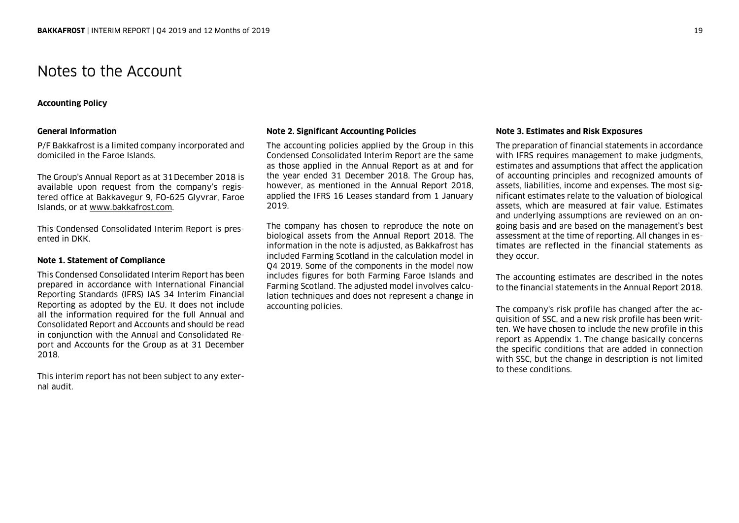# Notes to the Account

## Accounting Policy

### General Information

P/F Bakkafrost is a limited company incorporated and domiciled in the Faroe Islands.

The Group's Annual Report as at 31 December 2018 is available upon request from the company's registered office at Bakkavegur 9, FO-625 Glyvrar, Faroe Islands, or at www.bakkafrost.com.

This Condensed Consolidated Interim Report is presented in DKK.

### Note 1. Statement of Compliance

This Condensed Consolidated Interim Report has been prepared in accordance with International Financial Reporting Standards (IFRS) IAS 34 Interim Financial Reporting as adopted by the EU. It does not include all the information required for the full Annual and Consolidated Report and Accounts and should be read in conjunction with the Annual and Consolidated Report and Accounts for the Group as at 31 December 2018.

This interim report has not been subject to any external audit.

### Note 2. Significant Accounting Policies

The accounting policies applied by the Group in this Condensed Consolidated Interim Report are the same as those applied in the Annual Report as at and for the year ended 31 December 2018. The Group has, however, as mentioned in the Annual Report 2018, applied the IFRS 16 Leases standard from 1 January 2019.

The company has chosen to reproduce the note on biological assets from the Annual Report 2018. The information in the note is adjusted, as Bakkafrost has included Farming Scotland in the calculation model in Q4 2019. Some of the components in the model now includes figures for both Farming Faroe Islands and Farming Scotland. The adjusted model involves calculation techniques and does not represent a change in accounting policies.

### Note 3. Estimates and Risk Exposures

The preparation of financial statements in accordance with IFRS requires management to make judgments, estimates and assumptions that affect the application of accounting principles and recognized amounts of assets, liabilities, income and expenses. The most significant estimates relate to the valuation of biological assets, which are measured at fair value. Estimates and underlying assumptions are reviewed on an ongoing basis and are based on the management's best assessment at the time of reporting. All changes in estimates are reflected in the financial statements as they occur.

The accounting estimates are described in the notes to the financial statements in the Annual Report 2018.

The company's risk profile has changed after the acquisition of SSC, and a new risk profile has been written. We have chosen to include the new profile in this report as Appendix 1. The change basically concerns the specific conditions that are added in connection with SSC, but the change in description is not limited to these conditions.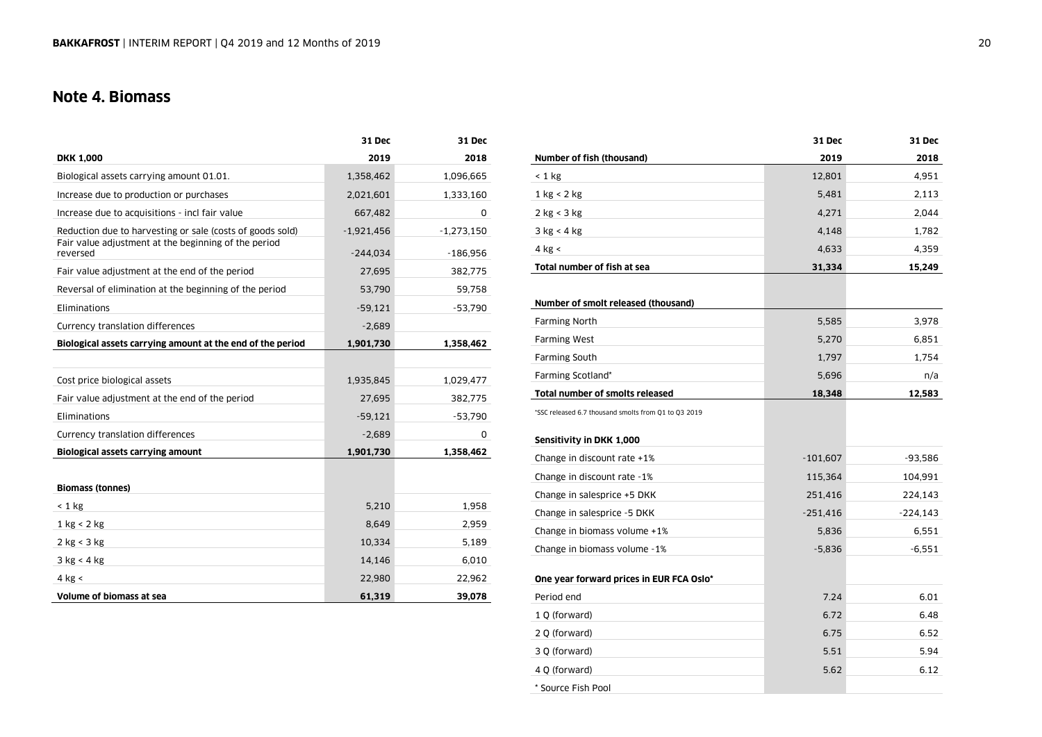## Note 4. Biomass

| DKK 1,000 | 31 Dec 2019 | 31 Dec 2018 |
|---|---|---|
| Biological assets carrying amount 01.01. | 1,358,462 | 1,096,665 |
| Increase due to production or purchases | 2,021,601 | 1,333,160 |
| Increase due to acquisitions - incl fair value | 667,482 | 0 |
| Reduction due to harvesting or sale (costs of goods sold) | -1,921,456 | -1,273,150 |
| Fair value adjustment at the beginning of the period reversed | -244,034 | -186,956 |
| Fair value adjustment at the end of the period | 27,695 | 382,775 |
| Reversal of elimination at the beginning of the period | 53,790 | 59,758 |
| Eliminations | -59,121 | -53,790 |
| Currency translation differences | -2,689 | |
| **Biological assets carrying amount at the end of the period** | **1,901,730** | **1,358,462** |
| | | |
| Cost price biological assets | 1,935,845 | 1,029,477 |
| Fair value adjustment at the end of the period | 27,695 | 382,775 |
| Eliminations | -59,121 | -53,790 |
| Currency translation differences | -2,689 | 0 |
| **Biological assets carrying amount** | **1,901,730** | **1,358,462** |
| | | |
| **Biomass (tonnes)** | | |
| < 1 kg | 5,210 | 1,958 |
| 1 kg < 2 kg | 8,649 | 2,959 |
| 2 kg < 3 kg | 10,334 | 5,189 |
| 3 kg < 4 kg | 14,146 | 6,010 |
| 4 kg < | 22,980 | 22,962 |
| **Volume of biomass at sea** | **61,319** | **39,078** |

| Number of fish (thousand) | 31 Dec 2019 | 31 Dec 2018 |
|---|---|---|
| < 1 kg | 12,801 | 4,951 |
| 1 kg < 2 kg | 5,481 | 2,113 |
| 2 kg < 3 kg | 4,271 | 2,044 |
| 3 kg < 4 kg | 4,148 | 1,782 |
| 4 kg < | 4,633 | 4,359 |
| **Total number of fish at sea** | **31,334** | **15,249** |
| | | |
| **Number of smolt released (thousand)** | | |
| Farming North | 5,585 | 3,978 |
| Farming West | 5,270 | 6,851 |
| Farming South | 1,797 | 1,754 |
| Farming Scotland* | 5,696 | n/a |
| **Total number of smolts released** | **18,348** | **12,583** |

*SSC released 6.7 thousand smolts from Q1 to Q3 2019

| Sensitivity in DKK 1,000 | 31 Dec 2019 | 31 Dec 2018 |
|---|---|---|
| Change in discount rate +1% | -101,607 | -93,586 |
| Change in discount rate -1% | 115,364 | 104,991 |
| Change in salesprice +5 DKK | 251,416 | 224,143 |
| Change in salesprice -5 DKK | -251,416 | -224,143 |
| Change in biomass volume +1% | 5,836 | 6,551 |
| Change in biomass volume -1% | -5,836 | -6,551 |
| | | |
| **One year forward prices in EUR FCA Oslo*** | | |
| Period end | 7.24 | 6.01 |
| 1 Q (forward) | 6.72 | 6.48 |
| 2 Q (forward) | 6.75 | 6.52 |
| 3 Q (forward) | 5.51 | 5.94 |
| 4 Q (forward) | 5.62 | 6.12 |

* Source Fish Pool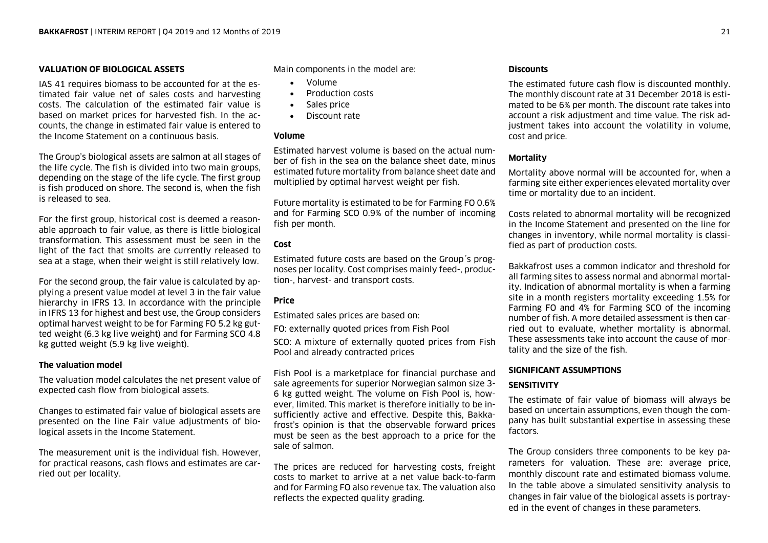## VALUATION OF BIOLOGICAL ASSETS

IAS 41 requires biomass to be accounted for at the estimated fair value net of sales costs and harvesting costs. The calculation of the estimated fair value is based on market prices for harvested fish. In the accounts, the change in estimated fair value is entered to the Income Statement on a continuous basis.

The Group's biological assets are salmon at all stages of the life cycle. The fish is divided into two main groups, depending on the stage of the life cycle. The first group is fish produced on shore. The second is, when the fish is released to sea.

For the first group, historical cost is deemed a reasonable approach to fair value, as there is little biological transformation. This assessment must be seen in the light of the fact that smolts are currently released to sea at a stage, when their weight is still relatively low.

For the second group, the fair value is calculated by applying a present value model at level 3 in the fair value hierarchy in IFRS 13. In accordance with the principle in IFRS 13 for highest and best use, the Group considers optimal harvest weight to be for Farming FO 5.2 kg gutted weight (6.3 kg live weight) and for Farming SCO 4.8 kg gutted weight (5.9 kg live weight).

### The valuation model

The valuation model calculates the net present value of expected cash flow from biological assets.

Changes to estimated fair value of biological assets are presented on the line Fair value adjustments of biological assets in the Income Statement.

The measurement unit is the individual fish. However, for practical reasons, cash flows and estimates are carried out per locality.

Main components in the model are:

- Volume
- Production costs
- Sales price
- Discount rate

### Volume

Estimated harvest volume is based on the actual number of fish in the sea on the balance sheet date, minus estimated future mortality from balance sheet date and multiplied by optimal harvest weight per fish.

Future mortality is estimated to be for Farming FO 0.6% and for Farming SCO 0.9% of the number of incoming fish per month.

### Cost

Estimated future costs are based on the Group´s prognoses per locality. Cost comprises mainly feed-, production-, harvest- and transport costs.

### Price

Estimated sales prices are based on:

FO: externally quoted prices from Fish Pool

SCO: A mixture of externally quoted prices from Fish Pool and already contracted prices

Fish Pool is a marketplace for financial purchase and sale agreements for superior Norwegian salmon size 3-6 kg gutted weight. The volume on Fish Pool is, however, limited. This market is therefore initially to be insufficiently active and effective. Despite this, Bakkafrost's opinion is that the observable forward prices must be seen as the best approach to a price for the sale of salmon.

The prices are reduced for harvesting costs, freight costs to market to arrive at a net value back-to-farm and for Farming FO also revenue tax. The valuation also reflects the expected quality grading.

### Discounts

The estimated future cash flow is discounted monthly. The monthly discount rate at 31 December 2018 is estimated to be 6% per month. The discount rate takes into account a risk adjustment and time value. The risk adjustment takes into account the volatility in volume, cost and price.

### Mortality

Mortality above normal will be accounted for, when a farming site either experiences elevated mortality over time or mortality due to an incident.

Costs related to abnormal mortality will be recognized in the Income Statement and presented on the line for changes in inventory, while normal mortality is classified as part of production costs.

Bakkafrost uses a common indicator and threshold for all farming sites to assess normal and abnormal mortality. Indication of abnormal mortality is when a farming site in a month registers mortality exceeding 1.5% for Farming FO and 4% for Farming SCO of the incoming number of fish. A more detailed assessment is then carried out to evaluate, whether mortality is abnormal. These assessments take into account the cause of mortality and the size of the fish.

## SIGNIFICANT ASSUMPTIONS

## SENSITIVITY

The estimate of fair value of biomass will always be based on uncertain assumptions, even though the company has built substantial expertise in assessing these factors.

The Group considers three components to be key parameters for valuation. These are: average price, monthly discount rate and estimated biomass volume. In the table above a simulated sensitivity analysis to changes in fair value of the biological assets is portrayed in the event of changes in these parameters.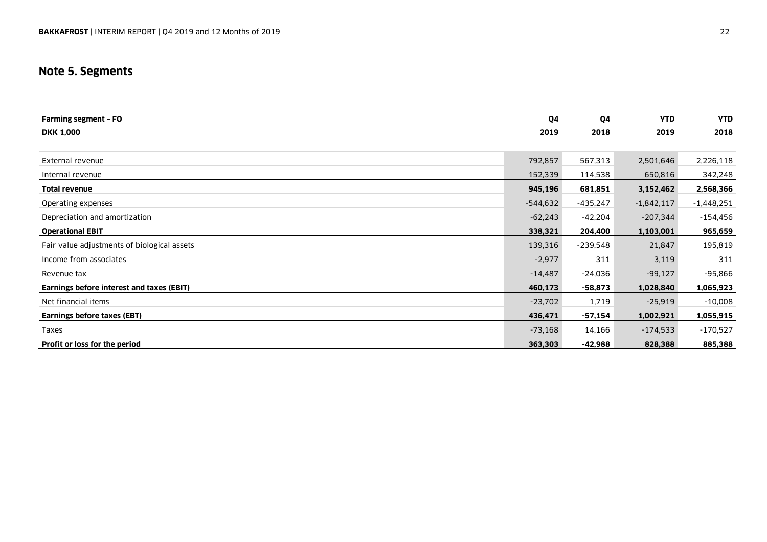## Note 5. Segments

| Farming segment – FO<br>DKK 1,000 | Q4<br>2019 | Q4<br>2018 | YTD<br>2019 | YTD<br>2018 |
|---|---|---|---|---|
| External revenue | 792,857 | 567,313 | 2,501,646 | 2,226,118 |
| Internal revenue | 152,339 | 114,538 | 650,816 | 342,248 |
| **Total revenue** | **945,196** | **681,851** | **3,152,462** | **2,568,366** |
| Operating expenses | -544,632 | -435,247 | -1,842,117 | -1,448,251 |
| Depreciation and amortization | -62,243 | -42,204 | -207,344 | -154,456 |
| **Operational EBIT** | **338,321** | **204,400** | **1,103,001** | **965,659** |
| Fair value adjustments of biological assets | 139,316 | -239,548 | 21,847 | 195,819 |
| Income from associates | -2,977 | 311 | 3,119 | 311 |
| Revenue tax | -14,487 | -24,036 | -99,127 | -95,866 |
| **Earnings before interest and taxes (EBIT)** | **460,173** | **-58,873** | **1,028,840** | **1,065,923** |
| Net financial items | -23,702 | 1,719 | -25,919 | -10,008 |
| **Earnings before taxes (EBT)** | **436,471** | **-57,154** | **1,002,921** | **1,055,915** |
| Taxes | -73,168 | 14,166 | -174,533 | -170,527 |
| **Profit or loss for the period** | **363,303** | **-42,988** | **828,388** | **885,388** |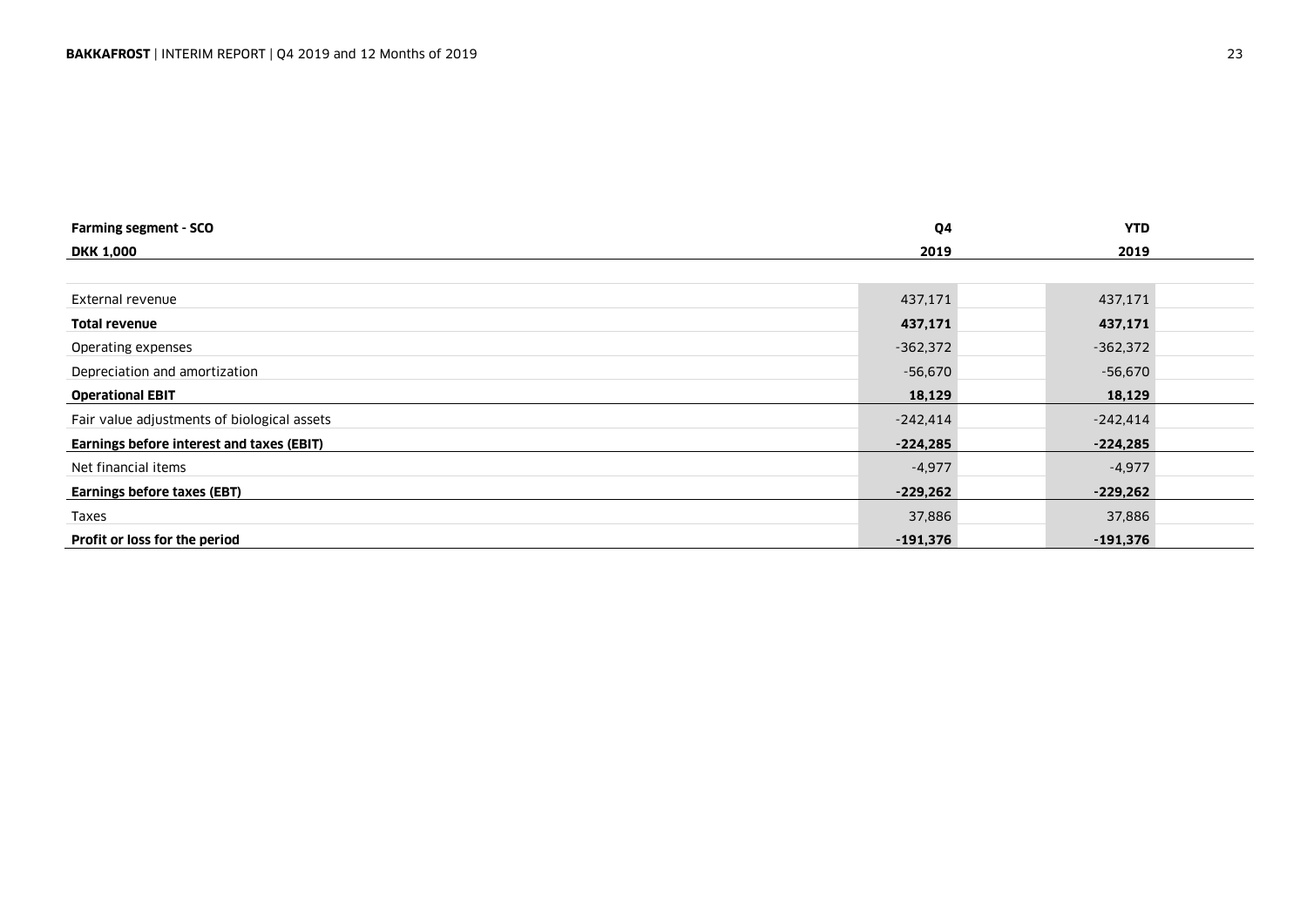| **Farming segment - SCO** | **Q4** | **YTD** |
|---|---|---|
| **DKK 1,000** | **2019** | **2019** |
| External revenue | 437,171 | 437,171 |
| **Total revenue** | **437,171** | **437,171** |
| Operating expenses | -362,372 | -362,372 |
| Depreciation and amortization | -56,670 | -56,670 |
| **Operational EBIT** | **18,129** | **18,129** |
| Fair value adjustments of biological assets | -242,414 | -242,414 |
| **Earnings before interest and taxes (EBIT)** | **-224,285** | **-224,285** |
| Net financial items | -4,977 | -4,977 |
| **Earnings before taxes (EBT)** | **-229,262** | **-229,262** |
| Taxes | 37,886 | 37,886 |
| **Profit or loss for the period** | **-191,376** | **-191,376** |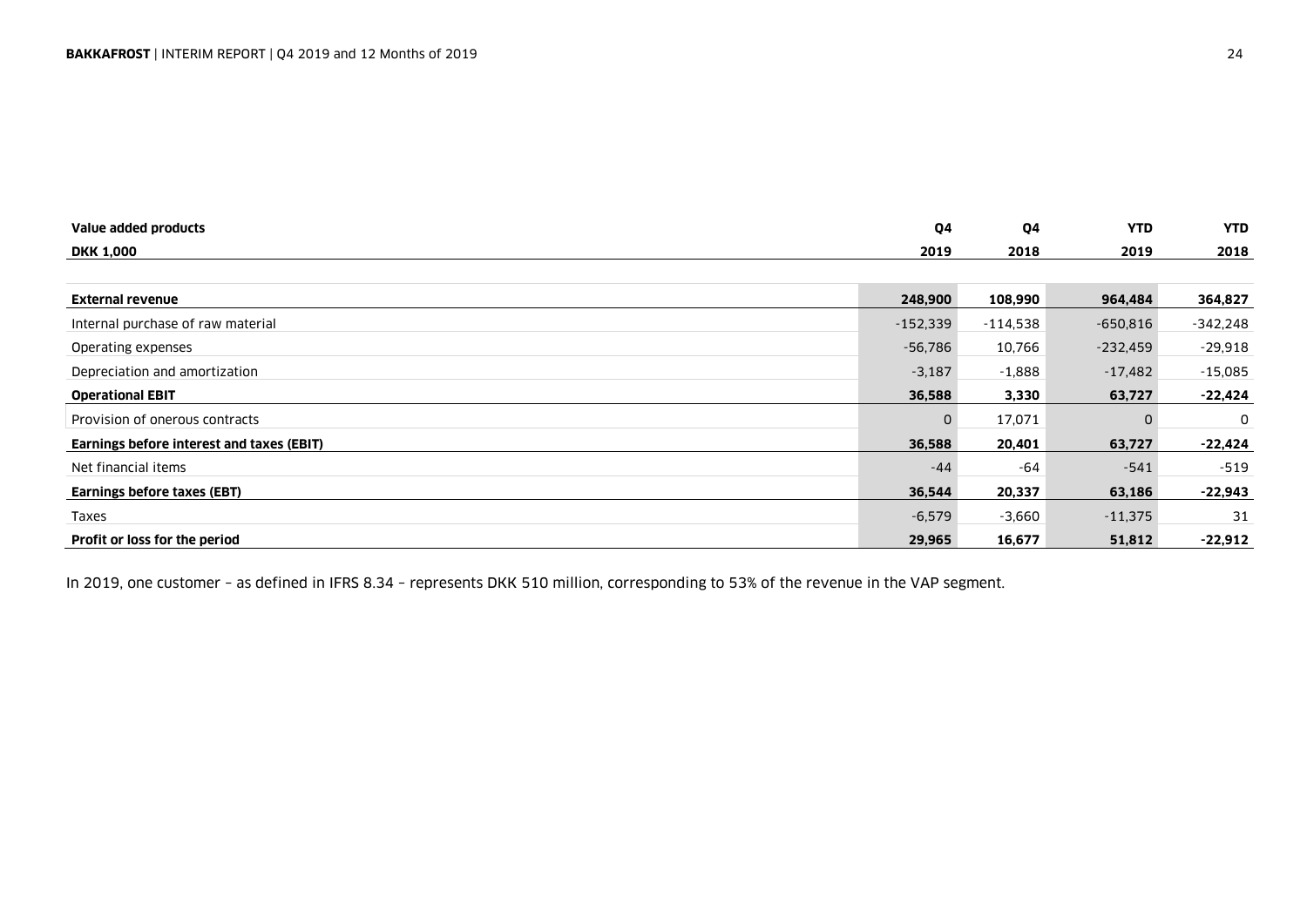| Value added products<br>DKK 1,000 | Q4<br>2019 | Q4<br>2018 | YTD<br>2019 | YTD<br>2018 |
|---|---|---|---|---|
| **External revenue** | **248,900** | **108,990** | **964,484** | **364,827** |
| Internal purchase of raw material | -152,339 | -114,538 | -650,816 | -342,248 |
| Operating expenses | -56,786 | 10,766 | -232,459 | -29,918 |
| Depreciation and amortization | -3,187 | -1,888 | -17,482 | -15,085 |
| **Operational EBIT** | **36,588** | **3,330** | **63,727** | **-22,424** |
| Provision of onerous contracts | 0 | 17,071 | 0 | 0 |
| **Earnings before interest and taxes (EBIT)** | **36,588** | **20,401** | **63,727** | **-22,424** |
| Net financial items | -44 | -64 | -541 | -519 |
| **Earnings before taxes (EBT)** | **36,544** | **20,337** | **63,186** | **-22,943** |
| Taxes | -6,579 | -3,660 | -11,375 | 31 |
| **Profit or loss for the period** | **29,965** | **16,677** | **51,812** | **-22,912** |

In 2019, one customer – as defined in IFRS 8.34 – represents DKK 510 million, corresponding to 53% of the revenue in the VAP segment.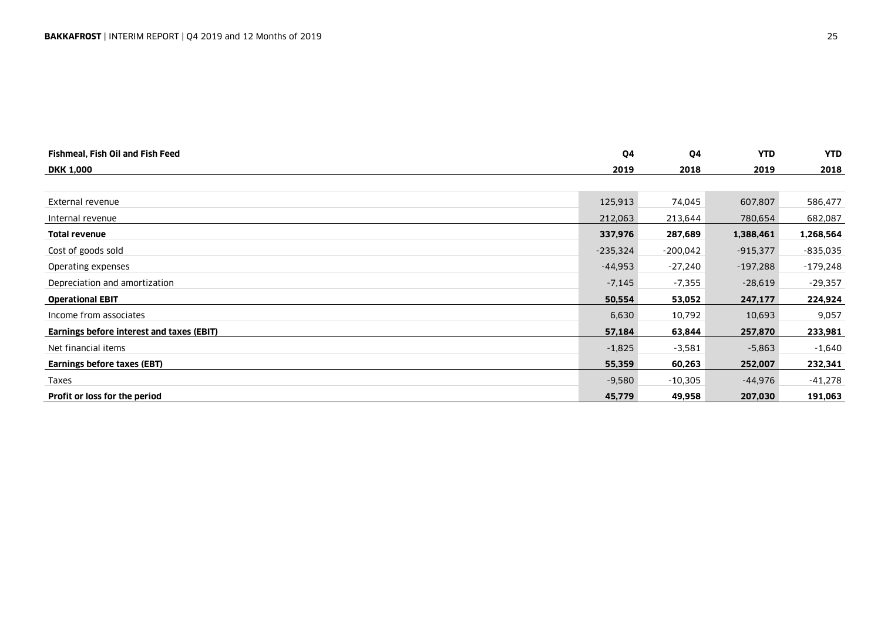| Fishmeal, Fish Oil and Fish Feed | Q4 | Q4 | YTD | YTD |
|---|---|---|---|---|
| DKK 1,000 | 2019 | 2018 | 2019 | 2018 |
| External revenue | 125,913 | 74,045 | 607,807 | 586,477 |
| Internal revenue | 212,063 | 213,644 | 780,654 | 682,087 |
| **Total revenue** | **337,976** | **287,689** | **1,388,461** | **1,268,564** |
| Cost of goods sold | -235,324 | -200,042 | -915,377 | -835,035 |
| Operating expenses | -44,953 | -27,240 | -197,288 | -179,248 |
| Depreciation and amortization | -7,145 | -7,355 | -28,619 | -29,357 |
| **Operational EBIT** | **50,554** | **53,052** | **247,177** | **224,924** |
| Income from associates | 6,630 | 10,792 | 10,693 | 9,057 |
| **Earnings before interest and taxes (EBIT)** | **57,184** | **63,844** | **257,870** | **233,981** |
| Net financial items | -1,825 | -3,581 | -5,863 | -1,640 |
| **Earnings before taxes (EBT)** | **55,359** | **60,263** | **252,007** | **232,341** |
| Taxes | -9,580 | -10,305 | -44,976 | -41,278 |
| **Profit or loss for the period** | **45,779** | **49,958** | **207,030** | **191,063** |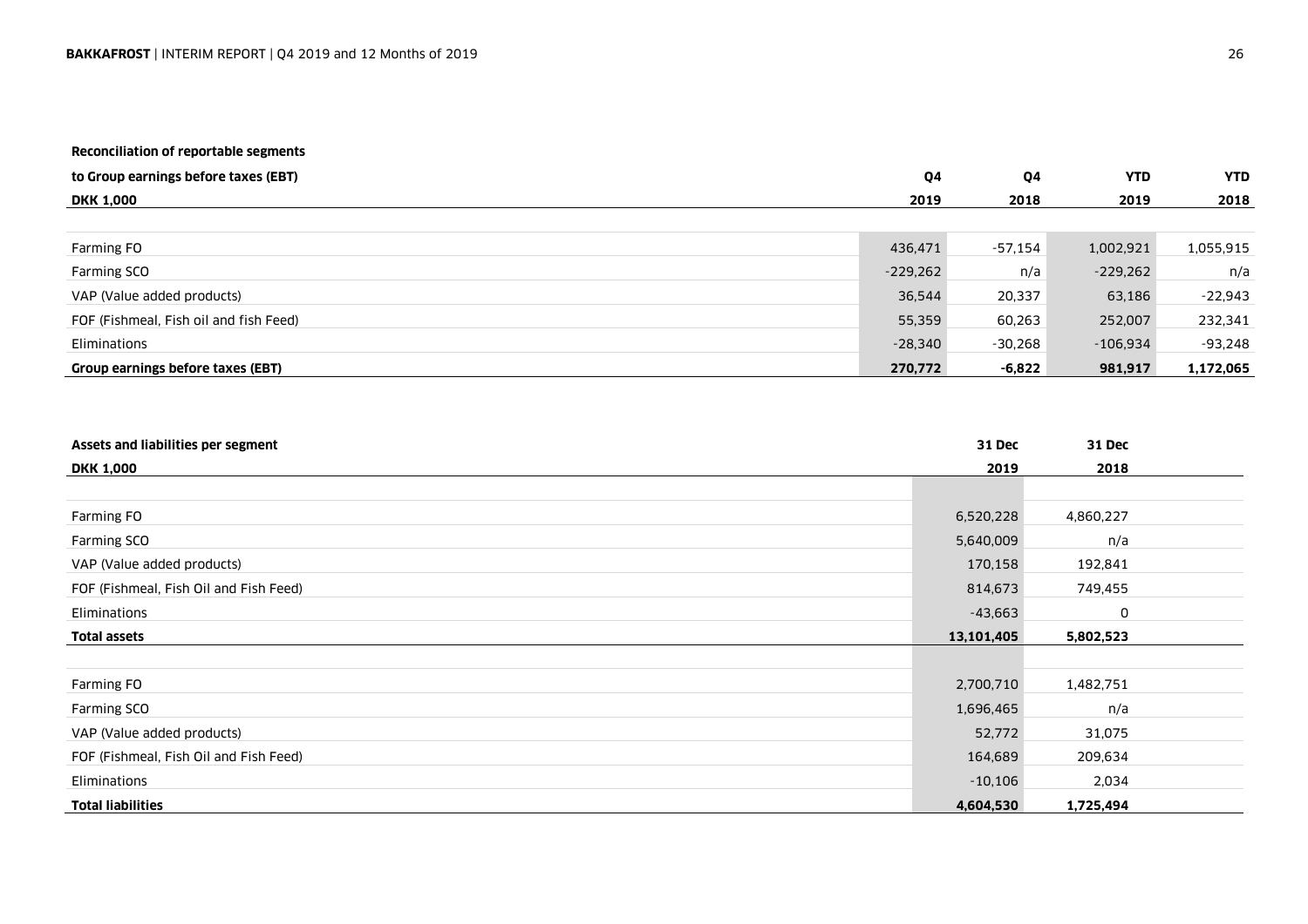| Reconciliation of reportable segments to Group earnings before taxes (EBT) DKK 1,000 | Q4 2019 | Q4 2018 | YTD 2019 | YTD 2018 |
|---|---|---|---|---|
| Farming FO | 436,471 | -57,154 | 1,002,921 | 1,055,915 |
| Farming SCO | -229,262 | n/a | -229,262 | n/a |
| VAP (Value added products) | 36,544 | 20,337 | 63,186 | -22,943 |
| FOF (Fishmeal, Fish oil and fish Feed) | 55,359 | 60,263 | 252,007 | 232,341 |
| Eliminations | -28,340 | -30,268 | -106,934 | -93,248 |
| **Group earnings before taxes (EBT)** | **270,772** | **-6,822** | **981,917** | **1,172,065** |

| Assets and liabilities per segment DKK 1,000 | 31 Dec 2019 | 31 Dec 2018 |
|---|---|---|
| Farming FO | 6,520,228 | 4,860,227 |
| Farming SCO | 5,640,009 | n/a |
| VAP (Value added products) | 170,158 | 192,841 |
| FOF (Fishmeal, Fish Oil and Fish Feed) | 814,673 | 749,455 |
| Eliminations | -43,663 | 0 |
| **Total assets** | **13,101,405** | **5,802,523** |
| | | |
| Farming FO | 2,700,710 | 1,482,751 |
| Farming SCO | 1,696,465 | n/a |
| VAP (Value added products) | 52,772 | 31,075 |
| FOF (Fishmeal, Fish Oil and Fish Feed) | 164,689 | 209,634 |
| Eliminations | -10,106 | 2,034 |
| **Total liabilities** | **4,604,530** | **1,725,494** |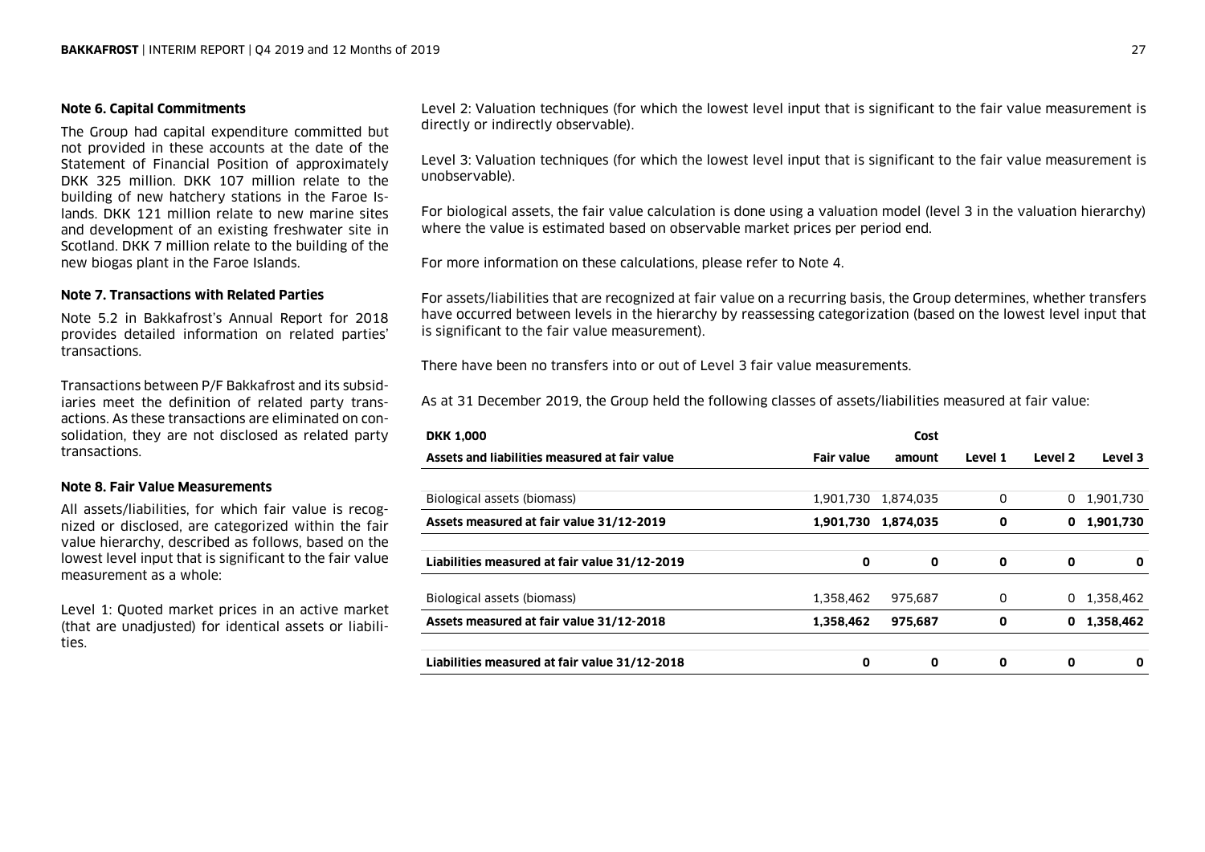### Note 6. Capital Commitments

The Group had capital expenditure committed but not provided in these accounts at the date of the Statement of Financial Position of approximately DKK 325 million. DKK 107 million relate to the building of new hatchery stations in the Faroe Islands. DKK 121 million relate to new marine sites and development of an existing freshwater site in Scotland. DKK 7 million relate to the building of the new biogas plant in the Faroe Islands.

### Note 7. Transactions with Related Parties

Note 5.2 in Bakkafrost's Annual Report for 2018 provides detailed information on related parties' transactions.

Transactions between P/F Bakkafrost and its subsidiaries meet the definition of related party transactions. As these transactions are eliminated on consolidation, they are not disclosed as related party transactions.

### Note 8. Fair Value Measurements

All assets/liabilities, for which fair value is recognized or disclosed, are categorized within the fair value hierarchy, described as follows, based on the lowest level input that is significant to the fair value measurement as a whole:

Level 1: Quoted market prices in an active market (that are unadjusted) for identical assets or liabilities.

Level 2: Valuation techniques (for which the lowest level input that is significant to the fair value measurement is directly or indirectly observable).

Level 3: Valuation techniques (for which the lowest level input that is significant to the fair value measurement is unobservable).

For biological assets, the fair value calculation is done using a valuation model (level 3 in the valuation hierarchy) where the value is estimated based on observable market prices per period end.

For more information on these calculations, please refer to Note 4.

For assets/liabilities that are recognized at fair value on a recurring basis, the Group determines, whether transfers have occurred between levels in the hierarchy by reassessing categorization (based on the lowest level input that is significant to the fair value measurement).

There have been no transfers into or out of Level 3 fair value measurements.

As at 31 December 2019, the Group held the following classes of assets/liabilities measured at fair value:

| DKK 1,000<br>Assets and liabilities measured at fair value | Fair value | Cost amount | Level 1 | Level 2 | Level 3 |
|---|---|---|---|---|---|
| Biological assets (biomass) | 1,901,730 | 1,874,035 | 0 | 0 | 1,901,730 |
| **Assets measured at fair value 31/12-2019** | **1,901,730** | **1,874,035** | **0** | **0** | **1,901,730** |
| **Liabilities measured at fair value 31/12-2019** | **0** | **0** | **0** | **0** | **0** |
| Biological assets (biomass) | 1,358,462 | 975,687 | 0 | 0 | 1,358,462 |
| **Assets measured at fair value 31/12-2018** | **1,358,462** | **975,687** | **0** | **0** | **1,358,462** |
| **Liabilities measured at fair value 31/12-2018** | **0** | **0** | **0** | **0** | **0** |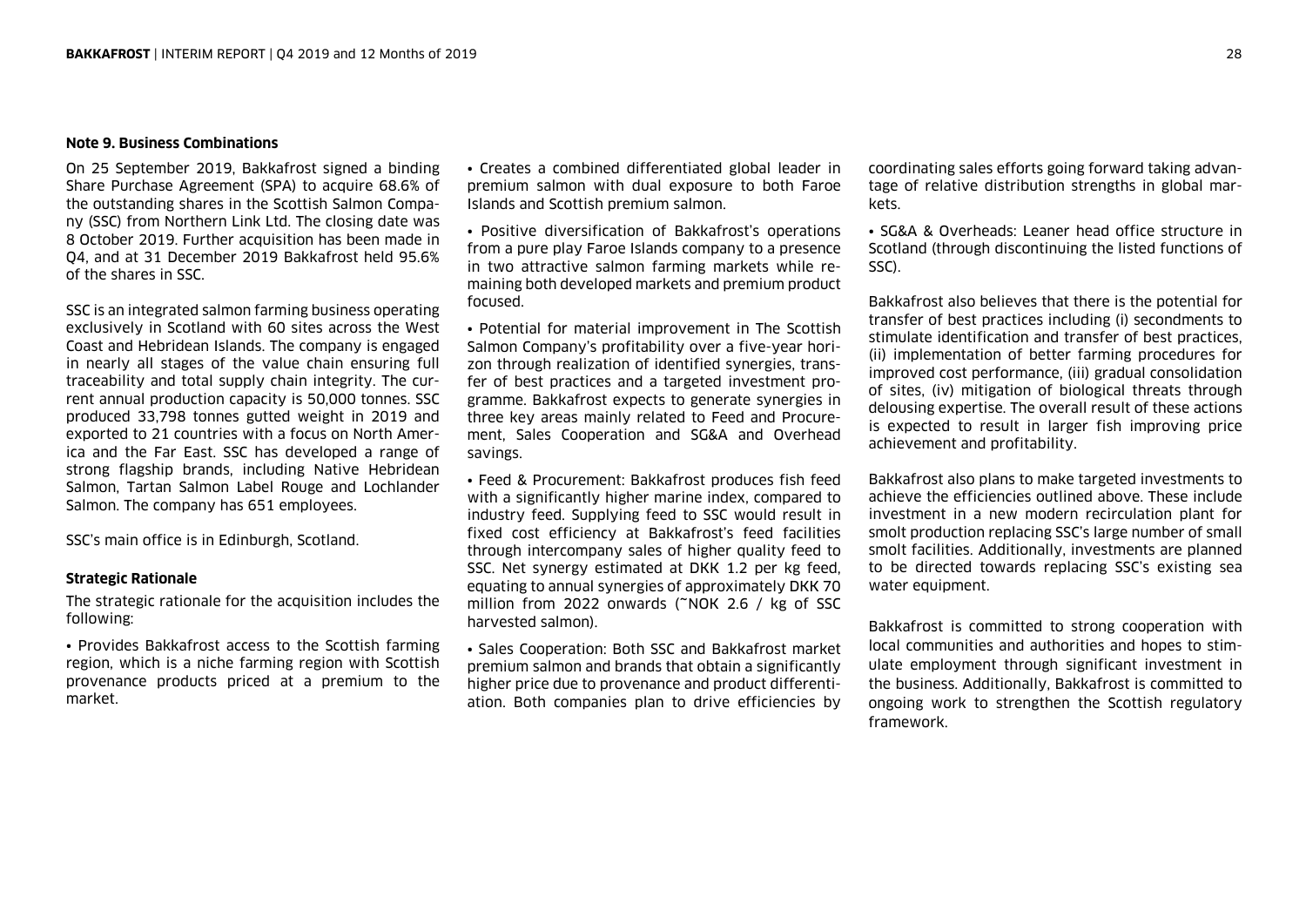### Note 9. Business Combinations

On 25 September 2019, Bakkafrost signed a binding Share Purchase Agreement (SPA) to acquire 68.6% of the outstanding shares in the Scottish Salmon Company (SSC) from Northern Link Ltd. The closing date was 8 October 2019. Further acquisition has been made in Q4, and at 31 December 2019 Bakkafrost held 95.6% of the shares in SSC.

SSC is an integrated salmon farming business operating exclusively in Scotland with 60 sites across the West Coast and Hebridean Islands. The company is engaged in nearly all stages of the value chain ensuring full traceability and total supply chain integrity. The current annual production capacity is 50,000 tonnes. SSC produced 33,798 tonnes gutted weight in 2019 and exported to 21 countries with a focus on North America and the Far East. SSC has developed a range of strong flagship brands, including Native Hebridean Salmon, Tartan Salmon Label Rouge and Lochlander Salmon. The company has 651 employees.

SSC's main office is in Edinburgh, Scotland.

#### Strategic Rationale

The strategic rationale for the acquisition includes the following:

- Provides Bakkafrost access to the Scottish farming region, which is a niche farming region with Scottish provenance products priced at a premium to the market.
- Creates a combined differentiated global leader in premium salmon with dual exposure to both Faroe Islands and Scottish premium salmon.
- Positive diversification of Bakkafrost's operations from a pure play Faroe Islands company to a presence in two attractive salmon farming markets while remaining both developed markets and premium product focused.
- Potential for material improvement in The Scottish Salmon Company's profitability over a five-year horizon through realization of identified synergies, transfer of best practices and a targeted investment programme. Bakkafrost expects to generate synergies in three key areas mainly related to Feed and Procurement, Sales Cooperation and SG&A and Overhead savings.
- Feed & Procurement: Bakkafrost produces fish feed with a significantly higher marine index, compared to industry feed. Supplying feed to SSC would result in fixed cost efficiency at Bakkafrost's feed facilities through intercompany sales of higher quality feed to SSC. Net synergy estimated at DKK 1.2 per kg feed, equating to annual synergies of approximately DKK 70 million from 2022 onwards (~NOK 2.6 / kg of SSC harvested salmon).
- Sales Cooperation: Both SSC and Bakkafrost market premium salmon and brands that obtain a significantly higher price due to provenance and product differentiation. Both companies plan to drive efficiencies by coordinating sales efforts going forward taking advantage of relative distribution strengths in global markets.
- SG&A & Overheads: Leaner head office structure in Scotland (through discontinuing the listed functions of SSC).

Bakkafrost also believes that there is the potential for transfer of best practices including (i) secondments to stimulate identification and transfer of best practices, (ii) implementation of better farming procedures for improved cost performance, (iii) gradual consolidation of sites, (iv) mitigation of biological threats through delousing expertise. The overall result of these actions is expected to result in larger fish improving price achievement and profitability.

Bakkafrost also plans to make targeted investments to achieve the efficiencies outlined above. These include investment in a new modern recirculation plant for smolt production replacing SSC's large number of small smolt facilities. Additionally, investments are planned to be directed towards replacing SSC's existing sea water equipment.

Bakkafrost is committed to strong cooperation with local communities and authorities and hopes to stimulate employment through significant investment in the business. Additionally, Bakkafrost is committed to ongoing work to strengthen the Scottish regulatory framework.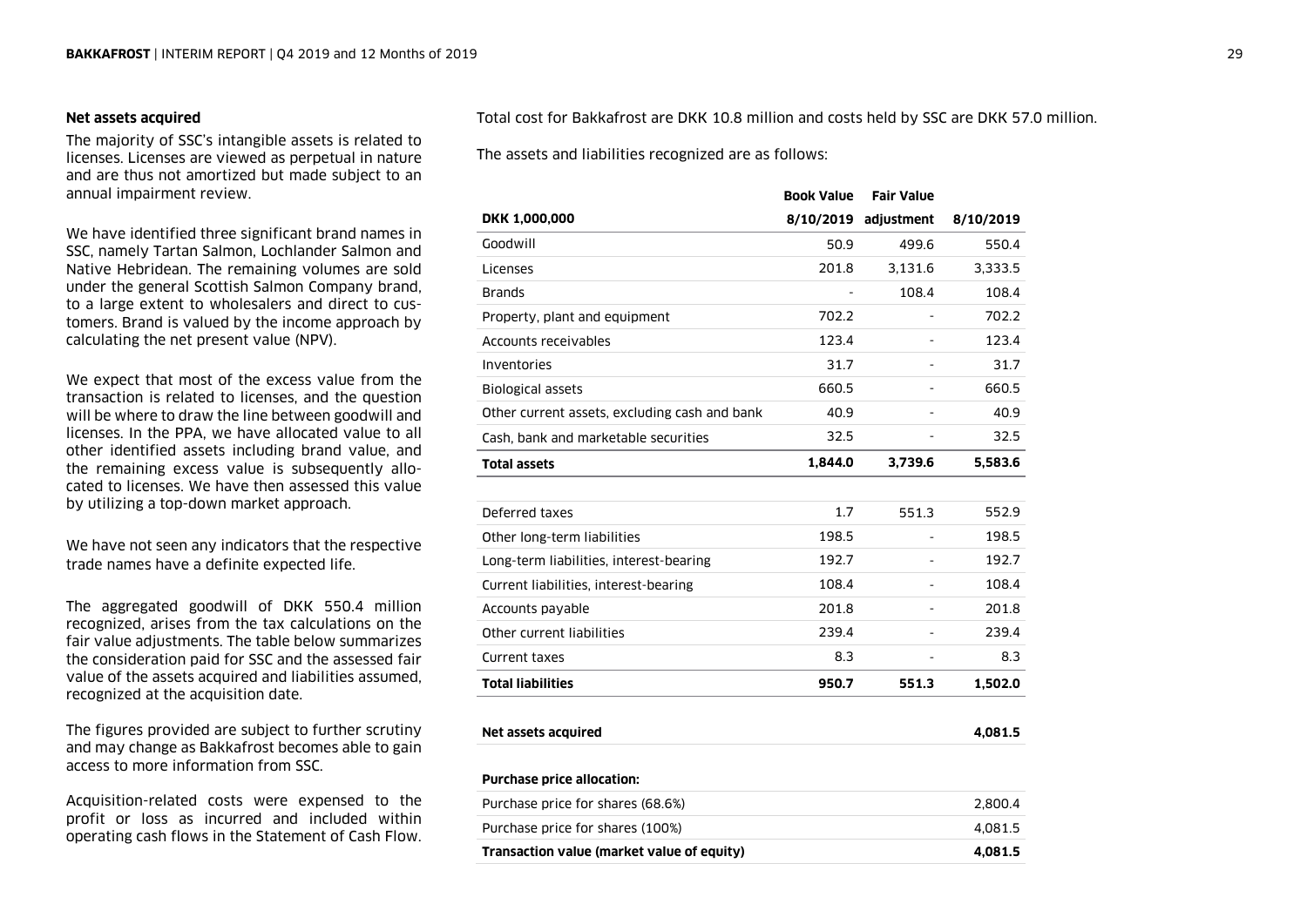### Net assets acquired

The majority of SSC's intangible assets is related to licenses. Licenses are viewed as perpetual in nature and are thus not amortized but made subject to an annual impairment review.

We have identified three significant brand names in SSC, namely Tartan Salmon, Lochlander Salmon and Native Hebridean. The remaining volumes are sold under the general Scottish Salmon Company brand, to a large extent to wholesalers and direct to customers. Brand is valued by the income approach by calculating the net present value (NPV).

We expect that most of the excess value from the transaction is related to licenses, and the question will be where to draw the line between goodwill and licenses. In the PPA, we have allocated value to all other identified assets including brand value, and the remaining excess value is subsequently allocated to licenses. We have then assessed this value by utilizing a top-down market approach.

We have not seen any indicators that the respective trade names have a definite expected life.

The aggregated goodwill of DKK 550.4 million recognized, arises from the tax calculations on the fair value adjustments. The table below summarizes the consideration paid for SSC and the assessed fair value of the assets acquired and liabilities assumed, recognized at the acquisition date.

The figures provided are subject to further scrutiny and may change as Bakkafrost becomes able to gain access to more information from SSC.

Acquisition-related costs were expensed to the profit or loss as incurred and included within operating cash flows in the Statement of Cash Flow.

Total cost for Bakkafrost are DKK 10.8 million and costs held by SSC are DKK 57.0 million.

The assets and liabilities recognized are as follows:

| DKK 1,000,000 | Book Value 8/10/2019 | Fair Value adjustment | 8/10/2019 |
|---|---|---|---|
| Goodwill | 50.9 | 499.6 | 550.4 |
| Licenses | 201.8 | 3,131.6 | 3,333.5 |
| Brands | - | 108.4 | 108.4 |
| Property, plant and equipment | 702.2 | - | 702.2 |
| Accounts receivables | 123.4 | - | 123.4 |
| Inventories | 31.7 | - | 31.7 |
| Biological assets | 660.5 | - | 660.5 |
| Other current assets, excluding cash and bank | 40.9 | - | 40.9 |
| Cash, bank and marketable securities | 32.5 | - | 32.5 |
| **Total assets** | **1,844.0** | **3,739.6** | **5,583.6** |
| | | | |
| Deferred taxes | 1.7 | 551.3 | 552.9 |
| Other long-term liabilities | 198.5 | - | 198.5 |
| Long-term liabilities, interest-bearing | 192.7 | - | 192.7 |
| Current liabilities, interest-bearing | 108.4 | - | 108.4 |
| Accounts payable | 201.8 | - | 201.8 |
| Other current liabilities | 239.4 | - | 239.4 |
| Current taxes | 8.3 | - | 8.3 |
| **Total liabilities** | **950.7** | **551.3** | **1,502.0** |
| | | | |
| **Net assets acquired** | | | **4,081.5** |
| | | | |
| **Purchase price allocation:** | | | |
| Purchase price for shares (68.6%) | | | 2,800.4 |
| Purchase price for shares (100%) | | | 4,081.5 |
| **Transaction value (market value of equity)** | | | **4,081.5** |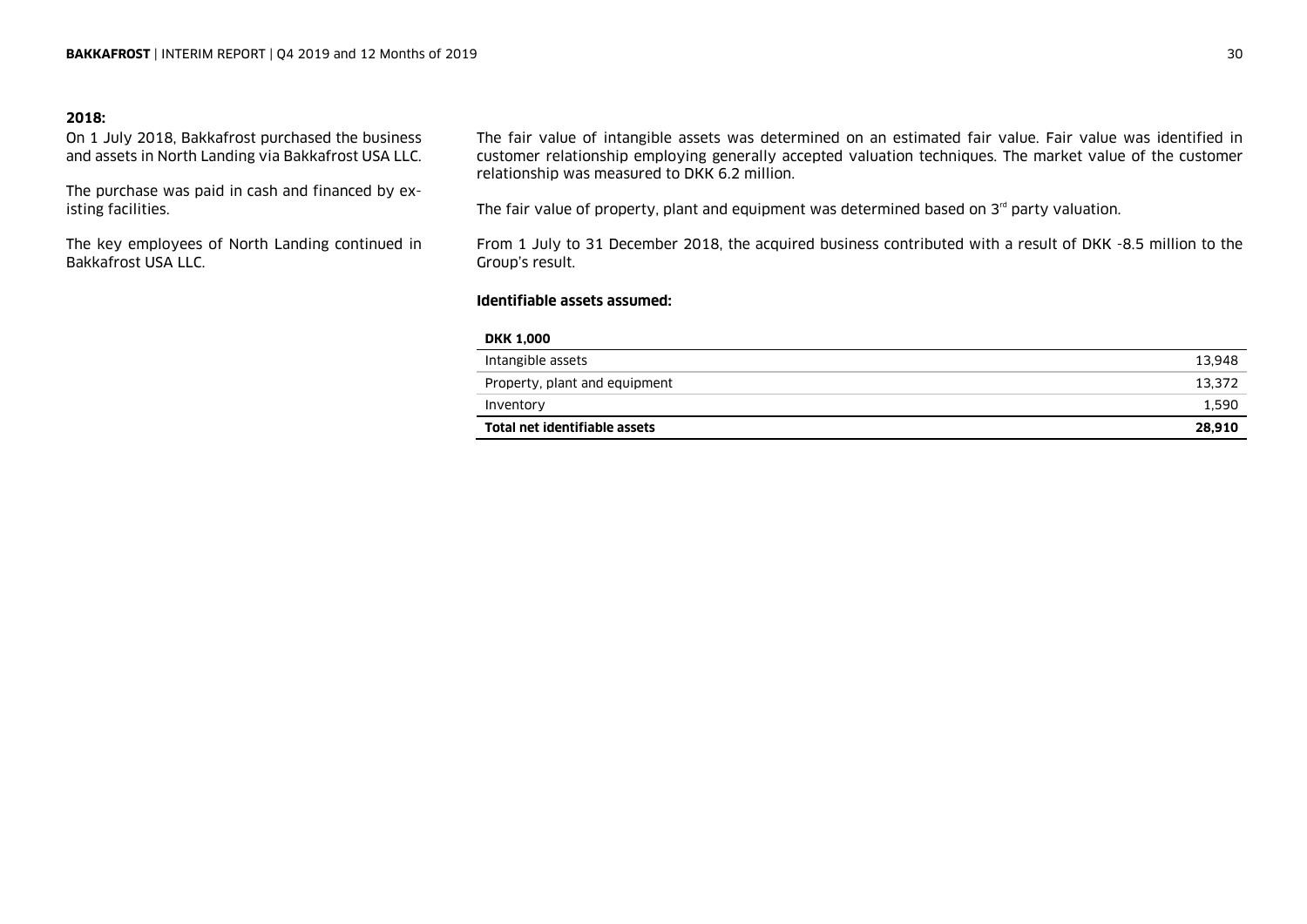**2018:**

On 1 July 2018, Bakkafrost purchased the business and assets in North Landing via Bakkafrost USA LLC.

The purchase was paid in cash and financed by existing facilities.

The key employees of North Landing continued in Bakkafrost USA LLC.

The fair value of intangible assets was determined on an estimated fair value. Fair value was identified in customer relationship employing generally accepted valuation techniques. The market value of the customer relationship was measured to DKK 6.2 million.

The fair value of property, plant and equipment was determined based on 3rd party valuation.

From 1 July to 31 December 2018, the acquired business contributed with a result of DKK -8.5 million to the Group's result.

**Identifiable assets assumed:**

| DKK 1,000 | |
|---|---|
| Intangible assets | 13,948 |
| Property, plant and equipment | 13,372 |
| Inventory | 1,590 |
| **Total net identifiable assets** | **28,910** |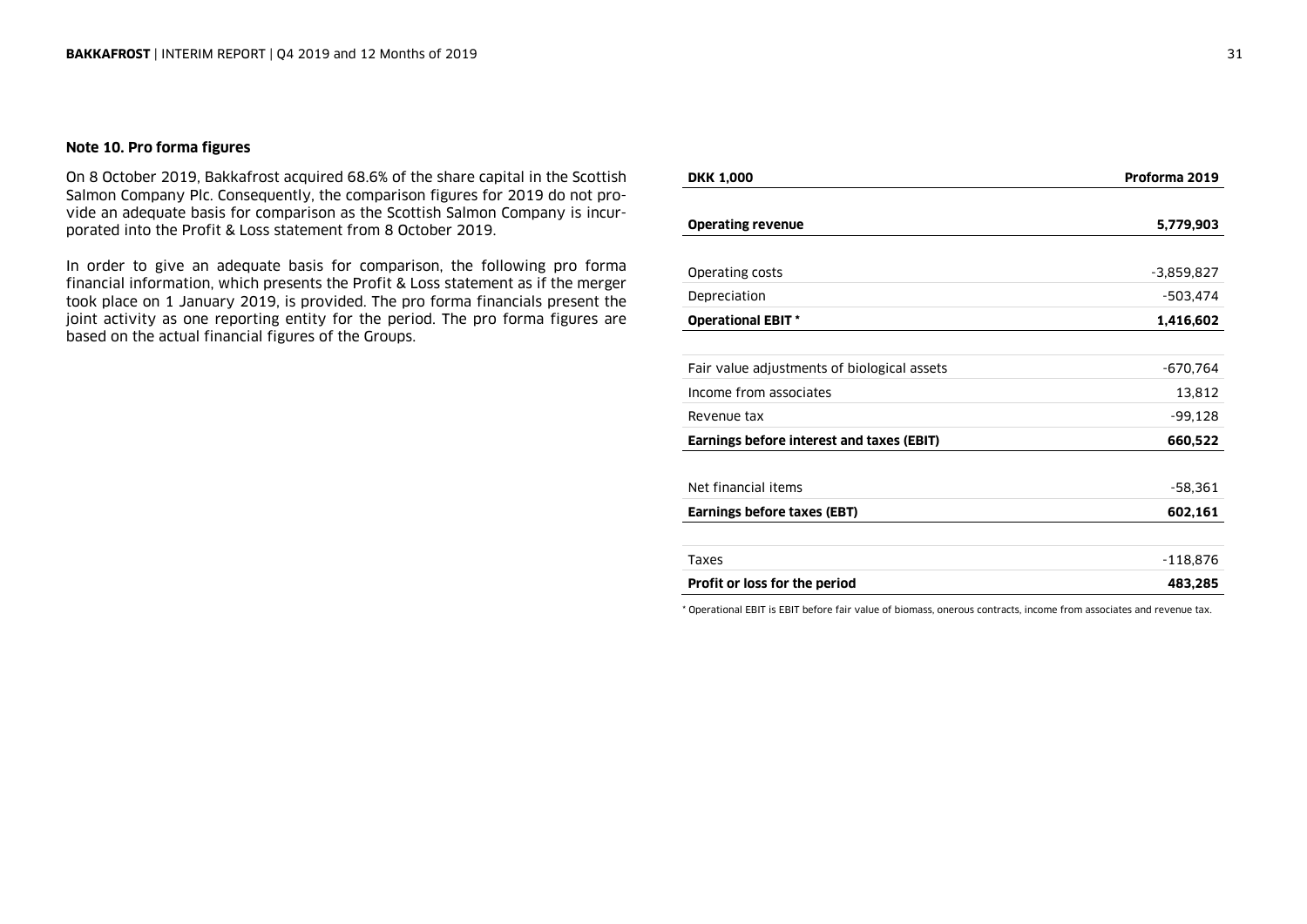### Note 10. Pro forma figures

On 8 October 2019, Bakkafrost acquired 68.6% of the share capital in the Scottish Salmon Company Plc. Consequently, the comparison figures for 2019 do not provide an adequate basis for comparison as the Scottish Salmon Company is incurporated into the Profit & Loss statement from 8 October 2019.

In order to give an adequate basis for comparison, the following pro forma financial information, which presents the Profit & Loss statement as if the merger took place on 1 January 2019, is provided. The pro forma financials present the joint activity as one reporting entity for the period. The pro forma figures are based on the actual financial figures of the Groups.

| DKK 1,000 | Proforma 2019 |
|---|---|
| **Operating revenue** | **5,779,903** |
| Operating costs | -3,859,827 |
| Depreciation | -503,474 |
| **Operational EBIT** * | **1,416,602** |
| Fair value adjustments of biological assets | -670,764 |
| Income from associates | 13,812 |
| Revenue tax | -99,128 |
| **Earnings before interest and taxes (EBIT)** | **660,522** |
| Net financial items | -58,361 |
| **Earnings before taxes (EBT)** | **602,161** |
| Taxes | -118,876 |
| **Profit or loss for the period** | **483,285** |

* Operational EBIT is EBIT before fair value of biomass, onerous contracts, income from associates and revenue tax.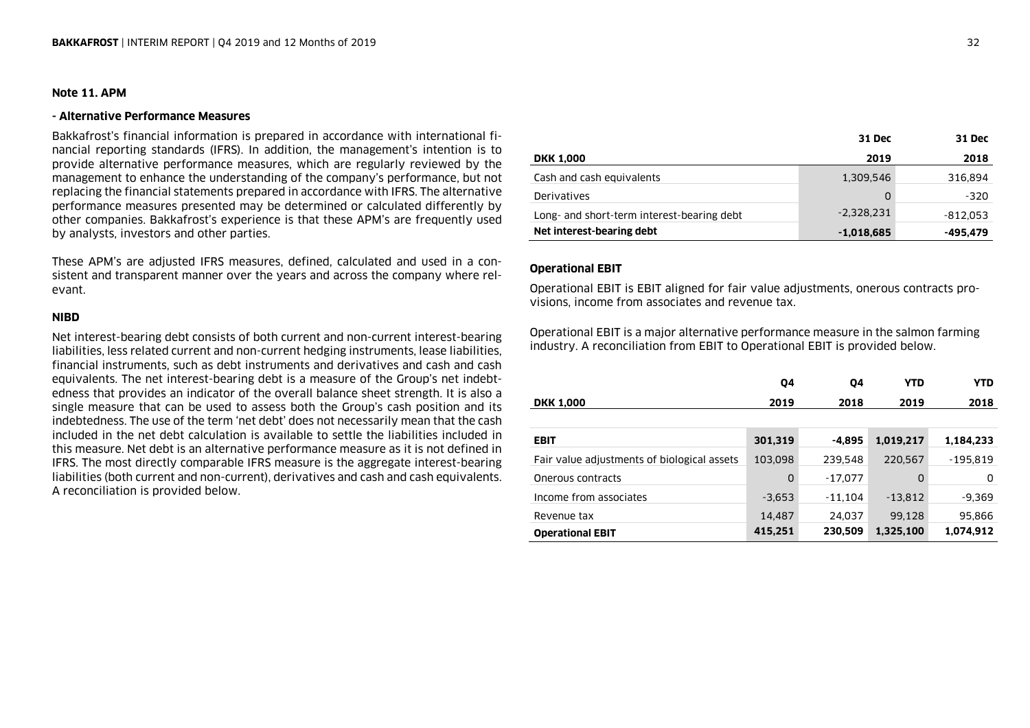## Note 11. APM

### - Alternative Performance Measures

Bakkafrost's financial information is prepared in accordance with international financial reporting standards (IFRS). In addition, the management's intention is to provide alternative performance measures, which are regularly reviewed by the management to enhance the understanding of the company's performance, but not replacing the financial statements prepared in accordance with IFRS. The alternative performance measures presented may be determined or calculated differently by other companies. Bakkafrost's experience is that these APM's are frequently used by analysts, investors and other parties.

These APM's are adjusted IFRS measures, defined, calculated and used in a consistent and transparent manner over the years and across the company where relevant.

### NIBD

Net interest-bearing debt consists of both current and non-current interest-bearing liabilities, less related current and non-current hedging instruments, lease liabilities, financial instruments, such as debt instruments and derivatives and cash and cash equivalents. The net interest-bearing debt is a measure of the Group's net indebtedness that provides an indicator of the overall balance sheet strength. It is also a single measure that can be used to assess both the Group's cash position and its indebtedness. The use of the term 'net debt' does not necessarily mean that the cash included in the net debt calculation is available to settle the liabilities included in this measure. Net debt is an alternative performance measure as it is not defined in IFRS. The most directly comparable IFRS measure is the aggregate interest-bearing liabilities (both current and non-current), derivatives and cash and cash equivalents. A reconciliation is provided below.

| DKK 1,000 | 31 Dec 2019 | 31 Dec 2018 |
|---|---|---|
| Cash and cash equivalents | 1,309,546 | 316,894 |
| Derivatives | 0 | -320 |
| Long- and short-term interest-bearing debt | -2,328,231 | -812,053 |
| **Net interest-bearing debt** | **-1,018,685** | **-495,479** |

### Operational EBIT

Operational EBIT is EBIT aligned for fair value adjustments, onerous contracts provisions, income from associates and revenue tax.

Operational EBIT is a major alternative performance measure in the salmon farming industry. A reconciliation from EBIT to Operational EBIT is provided below.

| DKK 1,000 | Q4 2019 | Q4 2018 | YTD 2019 | YTD 2018 |
|---|---|---|---|---|
| **EBIT** | **301,319** | **-4,895** | **1,019,217** | **1,184,233** |
| Fair value adjustments of biological assets | 103,098 | 239,548 | 220,567 | -195,819 |
| Onerous contracts | 0 | -17,077 | 0 | 0 |
| Income from associates | -3,653 | -11,104 | -13,812 | -9,369 |
| Revenue tax | 14,487 | 24,037 | 99,128 | 95,866 |
| **Operational EBIT** | **415,251** | **230,509** | **1,325,100** | **1,074,912** |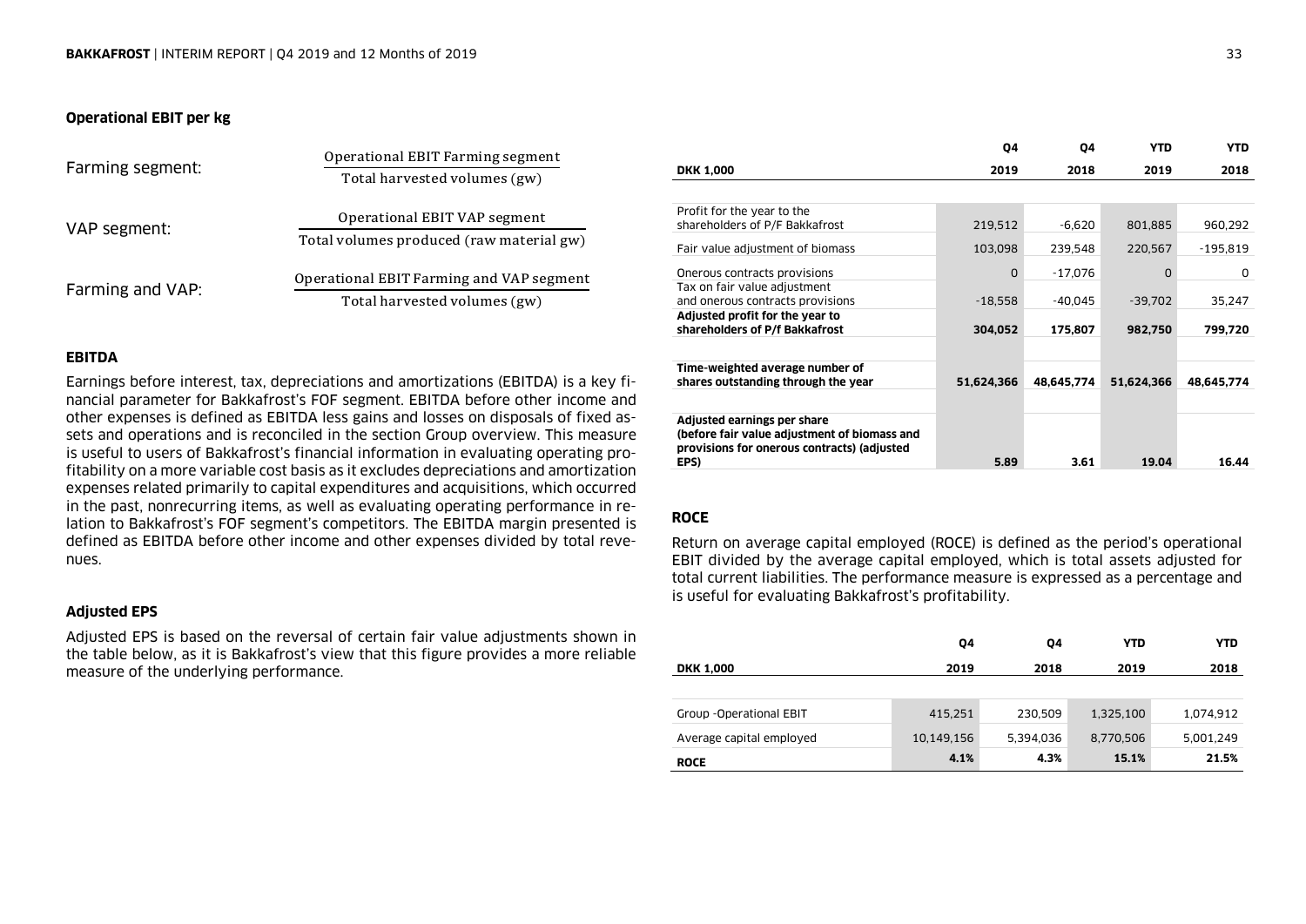### Operational EBIT per kg

Farming segment: $\frac{\text{Operational EBIT Farming segment}}{\text{Total harvested volumes (gw)}}$

VAP segment: $\frac{\text{Operational EBIT VAP segment}}{\text{Total volumes produced (raw material gw)}}$

Farming and VAP: $\frac{\text{Operational EBIT Farming and VAP segment}}{\text{Total harvested volumes (gw)}}$

### EBITDA

Earnings before interest, tax, depreciations and amortizations (EBITDA) is a key financial parameter for Bakkafrost's FOF segment. EBITDA before other income and other expenses is defined as EBITDA less gains and losses on disposals of fixed assets and operations and is reconciled in the section Group overview. This measure is useful to users of Bakkafrost's financial information in evaluating operating profitability on a more variable cost basis as it excludes depreciations and amortization expenses related primarily to capital expenditures and acquisitions, which occurred in the past, nonrecurring items, as well as evaluating operating performance in relation to Bakkafrost's FOF segment's competitors. The EBITDA margin presented is defined as EBITDA before other income and other expenses divided by total revenues.

### Adjusted EPS

Adjusted EPS is based on the reversal of certain fair value adjustments shown in the table below, as it is Bakkafrost's view that this figure provides a more reliable measure of the underlying performance.

| DKK 1,000 | Q4 2019 | Q4 2018 | YTD 2019 | YTD 2018 |
|---|---|---|---|---|
| Profit for the year to the shareholders of P/F Bakkafrost | 219,512 | -6,620 | 801,885 | 960,292 |
| Fair value adjustment of biomass | 103,098 | 239,548 | 220,567 | -195,819 |
| Onerous contracts provisions | 0 | -17,076 | 0 | 0 |
| Tax on fair value adjustment and onerous contracts provisions | -18,558 | -40,045 | -39,702 | 35,247 |
| **Adjusted profit for the year to shareholders of P/f Bakkafrost** | **304,052** | **175,807** | **982,750** | **799,720** |
| **Time-weighted average number of shares outstanding through the year** | **51,624,366** | **48,645,774** | **51,624,366** | **48,645,774** |
| **Adjusted earnings per share (before fair value adjustment of biomass and provisions for onerous contracts) (adjusted EPS)** | **5.89** | **3.61** | **19.04** | **16.44** |

### ROCE

Return on average capital employed (ROCE) is defined as the period's operational EBIT divided by the average capital employed, which is total assets adjusted for total current liabilities. The performance measure is expressed as a percentage and is useful for evaluating Bakkafrost's profitability.

| DKK 1,000 | Q4 2019 | Q4 2018 | YTD 2019 | YTD 2018 |
|---|---|---|---|---|
| Group -Operational EBIT | 415,251 | 230,509 | 1,325,100 | 1,074,912 |
| Average capital employed | 10,149,156 | 5,394,036 | 8,770,506 | 5,001,249 |
| **ROCE** | **4.1%** | **4.3%** | **15.1%** | **21.5%** |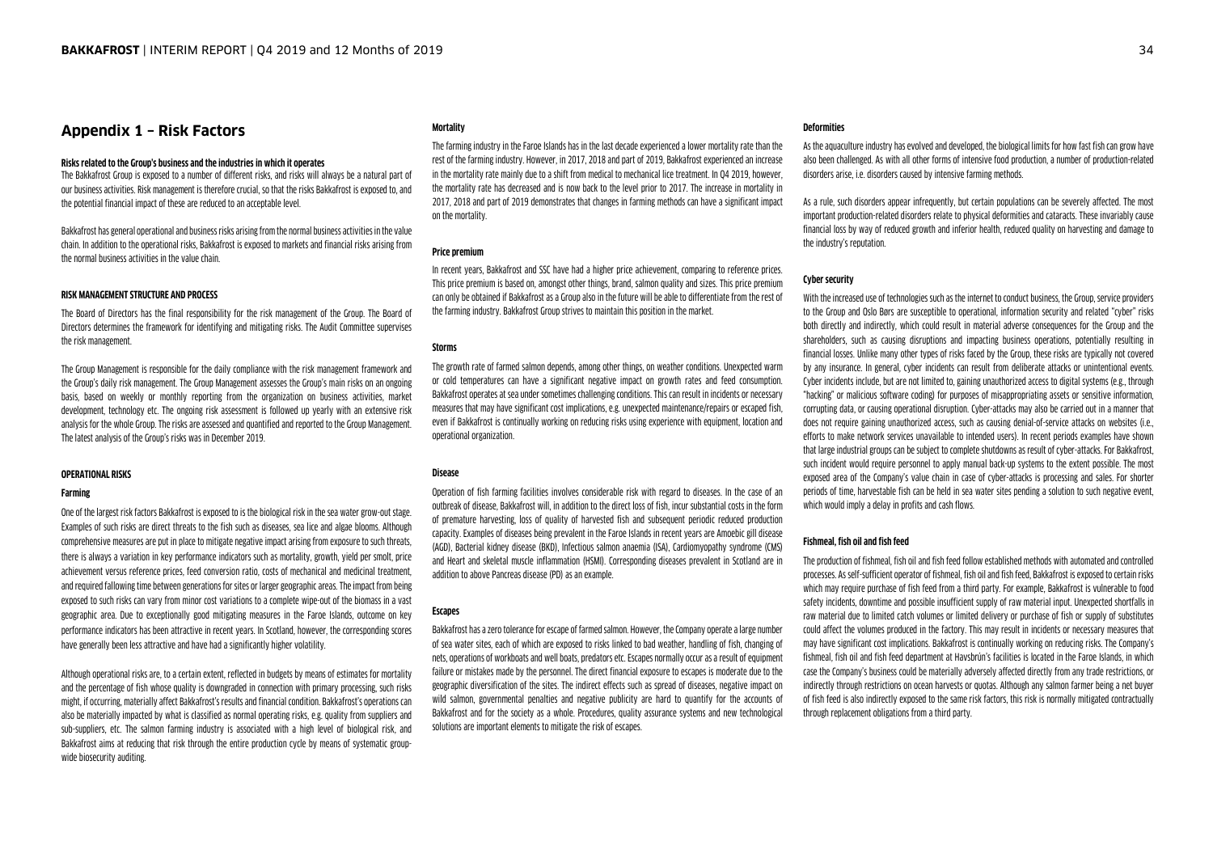## Appendix 1 – Risk Factors

**Risks related to the Group's business and the industries in which it operates**

The Bakkafrost Group is exposed to a number of different risks, and risks will always be a natural part of our business activities. Risk management is therefore crucial, so that the risks Bakkafrost is exposed to, and the potential financial impact of these are reduced to an acceptable level.

Bakkafrost has general operational and business risks arising from the normal business activities in the value chain. In addition to the operational risks, Bakkafrost is exposed to markets and financial risks arising from the normal business activities in the value chain.

### RISK MANAGEMENT STRUCTURE AND PROCESS

The Board of Directors has the final responsibility for the risk management of the Group. The Board of Directors determines the framework for identifying and mitigating risks. The Audit Committee supervises the risk management.

The Group Management is responsible for the daily compliance with the risk management framework and the Group's daily risk management. The Group Management assesses the Group's main risks on an ongoing basis, based on weekly or monthly reporting from the organization on business activities, market development, technology etc. The ongoing risk assessment is followed up yearly with an extensive risk analysis for the whole Group. The risks are assessed and quantified and reported to the Group Management. The latest analysis of the Group's risks was in December 2019.

### OPERATIONAL RISKS

#### Farming

One of the largest risk factors Bakkafrost is exposed to is the biological risk in the sea water grow-out stage. Examples of such risks are direct threats to the fish such as diseases, sea lice and algae blooms. Although comprehensive measures are put in place to mitigate negative impact arising from exposure to such threats, there is always a variation in key performance indicators such as mortality, growth, yield per smolt, price achievement versus reference prices, feed conversion ratio, costs of mechanical and medicinal treatment, and required fallowing time between generations for sites or larger geographic areas. The impact from being exposed to such risks can vary from minor cost variations to a complete wipe-out of the biomass in a vast geographic area. Due to exceptionally good mitigating measures in the Faroe Islands, outcome on key performance indicators has been attractive in recent years. In Scotland, however, the corresponding scores have generally been less attractive and have had a significantly higher volatility.

Although operational risks are, to a certain extent, reflected in budgets by means of estimates for mortality and the percentage of fish whose quality is downgraded in connection with primary processing, such risks might, if occurring, materially affect Bakkafrost's results and financial condition. Bakkafrost's operations can also be materially impacted by what is classified as normal operating risks, e.g. quality from suppliers and sub-suppliers, etc. The salmon farming industry is associated with a high level of biological risk, and Bakkafrost aims at reducing that risk through the entire production cycle by means of systematic group-wide biosecurity auditing.

#### Mortality

The farming industry in the Faroe Islands has in the last decade experienced a lower mortality rate than the rest of the farming industry. However, in 2017, 2018 and part of 2019, Bakkafrost experienced an increase in the mortality rate mainly due to a shift from medical to mechanical lice treatment. In Q4 2019, however, the mortality rate has decreased and is now back to the level prior to 2017. The increase in mortality in 2017, 2018 and part of 2019 demonstrates that changes in farming methods can have a significant impact on the mortality.

#### Price premium

In recent years, Bakkafrost and SSC have had a higher price achievement, comparing to reference prices. This price premium is based on, amongst other things, brand, salmon quality and sizes. This price premium can only be obtained if Bakkafrost as a Group also in the future will be able to differentiate from the rest of the farming industry. Bakkafrost Group strives to maintain this position in the market.

#### Storms

The growth rate of farmed salmon depends, among other things, on weather conditions. Unexpected warm or cold temperatures can have a significant negative impact on growth rates and feed consumption. Bakkafrost operates at sea under sometimes challenging conditions. This can result in incidents or necessary measures that may have significant cost implications, e.g. unexpected maintenance/repairs or escaped fish, even if Bakkafrost is continually working on reducing risks using experience with equipment, location and operational organization.

#### Disease

Operation of fish farming facilities involves considerable risk with regard to diseases. In the case of an outbreak of disease, Bakkafrost will, in addition to the direct loss of fish, incur substantial costs in the form of premature harvesting, loss of quality of harvested fish and subsequent periodic reduced production capacity. Examples of diseases being prevalent in the Faroe Islands in recent years are Amoebic gill disease (AGD), Bacterial kidney disease (BKD), Infectious salmon anaemia (ISA), Cardiomyopathy syndrome (CMS) and Heart and skeletal muscle inflammation (HSMI). Corresponding diseases prevalent in Scotland are in addition to above Pancreas disease (PD) as an example.

#### Escapes

Bakkafrost has a zero tolerance for escape of farmed salmon. However, the Company operate a large number of sea water sites, each of which are exposed to risks linked to bad weather, handling of fish, changing of nets, operations of workboats and well boats, predators etc. Escapes normally occur as a result of equipment failure or mistakes made by the personnel. The direct financial exposure to escapes is moderate due to the geographic diversification of the sites. The indirect effects such as spread of diseases, negative impact on wild salmon, governmental penalties and negative publicity are hard to quantify for the accounts of Bakkafrost and for the society as a whole. Procedures, quality assurance systems and new technological solutions are important elements to mitigate the risk of escapes.

#### Deformities

As the aquaculture industry has evolved and developed, the biological limits for how fast fish can grow have also been challenged. As with all other forms of intensive food production, a number of production-related disorders arise, i.e. disorders caused by intensive farming methods.

As a rule, such disorders appear infrequently, but certain populations can be severely affected. The most important production-related disorders relate to physical deformities and cataracts. These invariably cause financial loss by way of reduced growth and inferior health, reduced quality on harvesting and damage to the industry's reputation.

#### Cyber security

With the increased use of technologies such as the internet to conduct business, the Group, service providers to the Group and Oslo Børs are susceptible to operational, information security and related "cyber" risks both directly and indirectly, which could result in material adverse consequences for the Group and the shareholders, such as causing disruptions and impacting business operations, potentially resulting in financial losses. Unlike many other types of risks faced by the Group, these risks are typically not covered by any insurance. In general, cyber incidents can result from deliberate attacks or unintentional events. Cyber incidents include, but are not limited to, gaining unauthorized access to digital systems (e.g., through "hacking" or malicious software coding) for purposes of misappropriating assets or sensitive information, corrupting data, or causing operational disruption. Cyber-attacks may also be carried out in a manner that does not require gaining unauthorized access, such as causing denial-of-service attacks on websites (i.e., efforts to make network services unavailable to intended users). In recent periods examples have shown that large industrial groups can be subject to complete shutdowns as result of cyber-attacks. For Bakkafrost, such incident would require personnel to apply manual back-up systems to the extent possible. The most exposed area of the Company's value chain in case of cyber-attacks is processing and sales. For shorter periods of time, harvestable fish can be held in sea water sites pending a solution to such negative event, which would imply a delay in profits and cash flows.

#### Fishmeal, fish oil and fish feed

The production of fishmeal, fish oil and fish feed follow established methods with automated and controlled processes. As self-sufficient operator of fishmeal, fish oil and fish feed, Bakkafrost is exposed to certain risks which may require purchase of fish feed from a third party. For example, Bakkafrost is vulnerable to food safety incidents, downtime and possible insufficient supply of raw material input. Unexpected shortfalls in raw material due to limited catch volumes or limited delivery or purchase of fish or supply of substitutes could affect the volumes produced in the factory. This may result in incidents or necessary measures that may have significant cost implications. Bakkafrost is continually working on reducing risks. The Company's fishmeal, fish oil and fish feed department at Havsbrún's facilities is located in the Faroe Islands, in which case the Company's business could be materially adversely affected directly from any trade restrictions, or indirectly through restrictions on ocean harvests or quotas. Although any salmon farmer being a net buyer of fish feed is also indirectly exposed to the same risk factors, this risk is normally mitigated contractually through replacement obligations from a third party.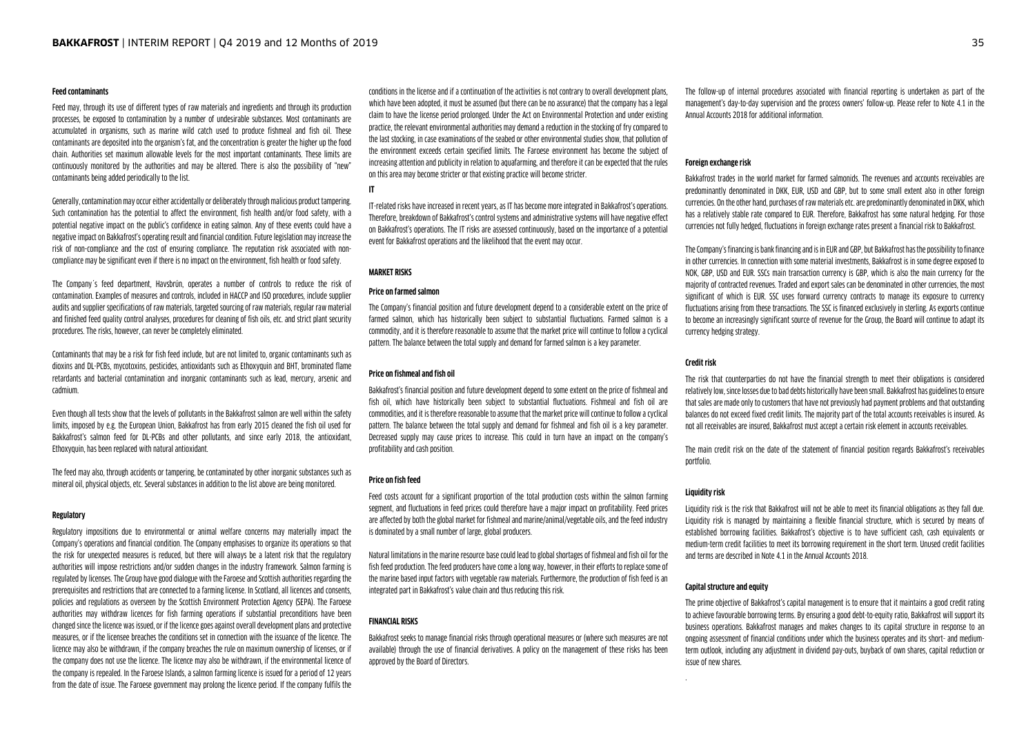#### Feed contaminants

Feed may, through its use of different types of raw materials and ingredients and through its production processes, be exposed to contamination by a number of undesirable substances. Most contaminants are accumulated in organisms, such as marine wild catch used to produce fishmeal and fish oil. These contaminants are deposited into the organism's fat, and the concentration is greater the higher up the food chain. Authorities set maximum allowable levels for the most important contaminants. These limits are continuously monitored by the authorities and may be altered. There is also the possibility of "new" contaminants being added periodically to the list.

Generally, contamination may occur either accidentally or deliberately through malicious product tampering. Such contamination has the potential to affect the environment, fish health and/or food safety, with a potential negative impact on the public's confidence in eating salmon. Any of these events could have a negative impact on Bakkafrost's operating result and financial condition. Future legislation may increase the risk of non-compliance and the cost of ensuring compliance. The reputation risk associated with non-compliance may be significant even if there is no impact on the environment, fish health or food safety.

The Company´s feed department, Havsbrún, operates a number of controls to reduce the risk of contamination. Examples of measures and controls, included in HACCP and ISO procedures, include supplier audits and supplier specifications of raw materials, targeted sourcing of raw materials, regular raw material and finished feed quality control analyses, procedures for cleaning of fish oils, etc. and strict plant security procedures. The risks, however, can never be completely eliminated.

Contaminants that may be a risk for fish feed include, but are not limited to, organic contaminants such as dioxins and DL-PCBs, mycotoxins, pesticides, antioxidants such as Ethoxyquin and BHT, brominated flame retardants and bacterial contamination and inorganic contaminants such as lead, mercury, arsenic and cadmium.

Even though all tests show that the levels of pollutants in the Bakkafrost salmon are well within the safety limits, imposed by e.g. the European Union, Bakkafrost has from early 2015 cleaned the fish oil used for Bakkafrost's salmon feed for DL-PCBs and other pollutants, and since early 2018, the antioxidant, Ethoxyquin, has been replaced with natural antioxidant.

The feed may also, through accidents or tampering, be contaminated by other inorganic substances such as mineral oil, physical objects, etc. Several substances in addition to the list above are being monitored.

#### Regulatory

Regulatory impositions due to environmental or animal welfare concerns may materially impact the Company's operations and financial condition. The Company emphasises to organize its operations so that the risk for unexpected measures is reduced, but there will always be a latent risk that the regulatory authorities will impose restrictions and/or sudden changes in the industry framework. Salmon farming is regulated by licenses. The Group have good dialogue with the Faroese and Scottish authorities regarding the prerequisites and restrictions that are connected to a farming license. In Scotland, all licences and consents, policies and regulations as overseen by the Scottish Environment Protection Agency (SEPA). The Faroese authorities may withdraw licences for fish farming operations if substantial preconditions have been changed since the licence was issued, or if the licence goes against overall development plans and protective measures, or if the licensee breaches the conditions set in connection with the issuance of the licence. The licence may also be withdrawn, if the company breaches the rule on maximum ownership of licenses, or if the company does not use the licence. The licence may also be withdrawn, if the environmental licence of the company is repealed. In the Faroese Islands, a salmon farming licence is issued for a period of 12 years from the date of issue. The Faroese government may prolong the licence period. If the company fulfils the conditions in the license and if a continuation of the activities is not contrary to overall development plans, which have been adopted, it must be assumed (but there can be no assurance) that the company has a legal claim to have the license period prolonged. Under the Act on Environmental Protection and under existing practice, the relevant environmental authorities may demand a reduction in the stocking of fry compared to the last stocking, in case examinations of the seabed or other environmental studies show, that pollution of the environment exceeds certain specified limits. The Faroese environment has become the subject of increasing attention and publicity in relation to aquafarming, and therefore it can be expected that the rules on this area may become stricter or that existing practice will become stricter.

#### IT

IT-related risks have increased in recent years, as IT has become more integrated in Bakkafrost's operations. Therefore, breakdown of Bakkafrost's control systems and administrative systems will have negative effect on Bakkafrost's operations. The IT risks are assessed continuously, based on the importance of a potential event for Bakkafrost operations and the likelihood that the event may occur.

### MARKET RISKS

#### Price on farmed salmon

The Company's financial position and future development depend to a considerable extent on the price of farmed salmon, which has historically been subject to substantial fluctuations. Farmed salmon is a commodity, and it is therefore reasonable to assume that the market price will continue to follow a cyclical pattern. The balance between the total supply and demand for farmed salmon is a key parameter.

#### Price on fishmeal and fish oil

Bakkafrost's financial position and future development depend to some extent on the price of fishmeal and fish oil, which have historically been subject to substantial fluctuations. Fishmeal and fish oil are commodities, and it is therefore reasonable to assume that the market price will continue to follow a cyclical pattern. The balance between the total supply and demand for fishmeal and fish oil is a key parameter. Decreased supply may cause prices to increase. This could in turn have an impact on the company's profitability and cash position.

#### Price on fish feed

Feed costs account for a significant proportion of the total production costs within the salmon farming segment, and fluctuations in feed prices could therefore have a major impact on profitability. Feed prices are affected by both the global market for fishmeal and marine/animal/vegetable oils, and the feed industry is dominated by a small number of large, global producers.

Natural limitations in the marine resource base could lead to global shortages of fishmeal and fish oil for the fish feed production. The feed producers have come a long way, however, in their efforts to replace some of the marine based input factors with vegetable raw materials. Furthermore, the production of fish feed is an integrated part in Bakkafrost's value chain and thus reducing this risk.

### FINANCIAL RISKS

Bakkafrost seeks to manage financial risks through operational measures or (where such measures are not available) through the use of financial derivatives. A policy on the management of these risks has been approved by the Board of Directors.

The follow-up of internal procedures associated with financial reporting is undertaken as part of the management's day-to-day supervision and the process owners' follow-up. Please refer to Note 4.1 in the Annual Accounts 2018 for additional information.

#### Foreign exchange risk

Bakkafrost trades in the world market for farmed salmonids. The revenues and accounts receivables are predominantly denominated in DKK, EUR, USD and GBP, but to some small extent also in other foreign currencies. On the other hand, purchases of raw materials etc. are predominantly denominated in DKK, which has a relatively stable rate compared to EUR. Therefore, Bakkafrost has some natural hedging. For those currencies not fully hedged, fluctuations in foreign exchange rates present a financial risk to Bakkafrost.

The Company's financing is bank financing and is in EUR and GBP, but Bakkafrost has the possibility to finance in other currencies. In connection with some material investments, Bakkafrost is in some degree exposed to NOK, GBP, USD and EUR. SSCs main transaction currency is GBP, which is also the main currency for the majority of contracted revenues. Traded and export sales can be denominated in other currencies, the most significant of which is EUR. SSC uses forward currency contracts to manage its exposure to currency fluctuations arising from these transactions. The SSC is financed exclusively in sterling. As exports continue to become an increasingly significant source of revenue for the Group, the Board will continue to adapt its currency hedging strategy.

#### Credit risk

The risk that counterparties do not have the financial strength to meet their obligations is considered relatively low, since losses due to bad debts historically have been small. Bakkafrost has guidelines to ensure that sales are made only to customers that have not previously had payment problems and that outstanding balances do not exceed fixed credit limits. The majority part of the total accounts receivables is insured. As not all receivables are insured, Bakkafrost must accept a certain risk element in accounts receivables.

The main credit risk on the date of the statement of financial position regards Bakkafrost's receivables portfolio.

#### Liquidity risk

Liquidity risk is the risk that Bakkafrost will not be able to meet its financial obligations as they fall due. Liquidity risk is managed by maintaining a flexible financial structure, which is secured by means of established borrowing facilities. Bakkafrost's objective is to have sufficient cash, cash equivalents or medium-term credit facilities to meet its borrowing requirement in the short term. Unused credit facilities and terms are described in Note 4.1 in the Annual Accounts 2018.

#### Capital structure and equity

The prime objective of Bakkafrost's capital management is to ensure that it maintains a good credit rating to achieve favourable borrowing terms. By ensuring a good debt-to-equity ratio, Bakkafrost will support its business operations. Bakkafrost manages and makes changes to its capital structure in response to an ongoing assessment of financial conditions under which the business operates and its short- and medium-term outlook, including any adjustment in dividend pay-outs, buyback of own shares, capital reduction or issue of new shares.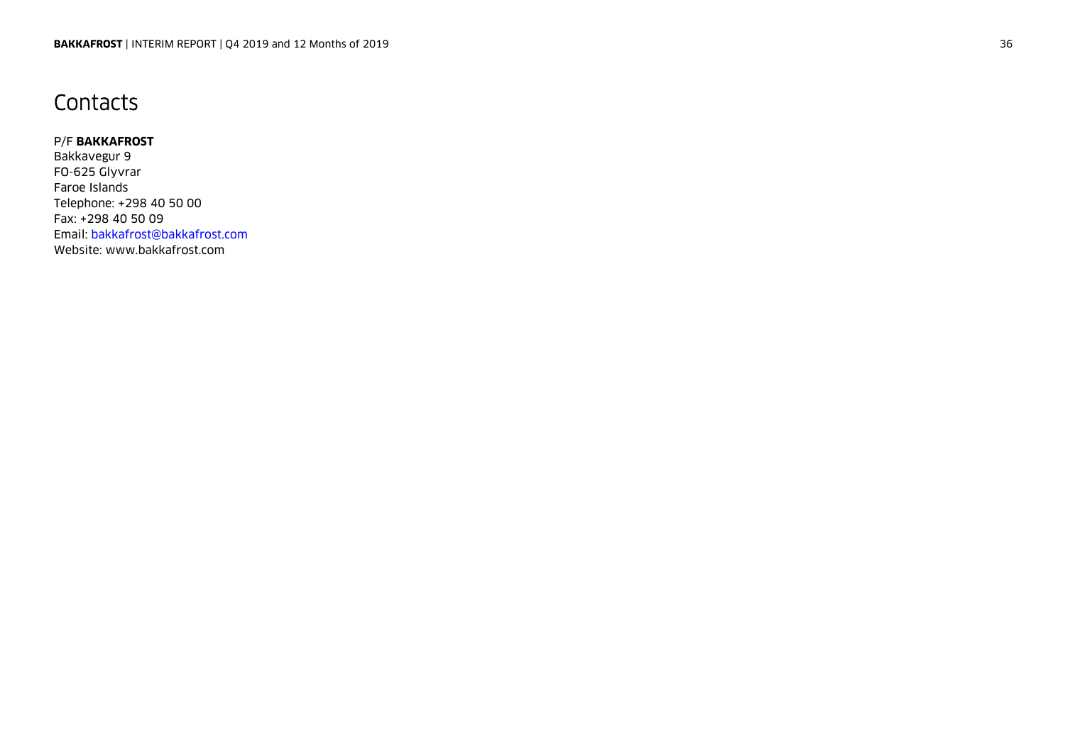# Contacts

P/F **BAKKAFROST**
Bakkavegur 9
FO-625 Glyvrar
Faroe Islands
Telephone: +298 40 50 00
Fax: +298 40 50 09
Email: bakkafrost@bakkafrost.com
Website: www.bakkafrost.com